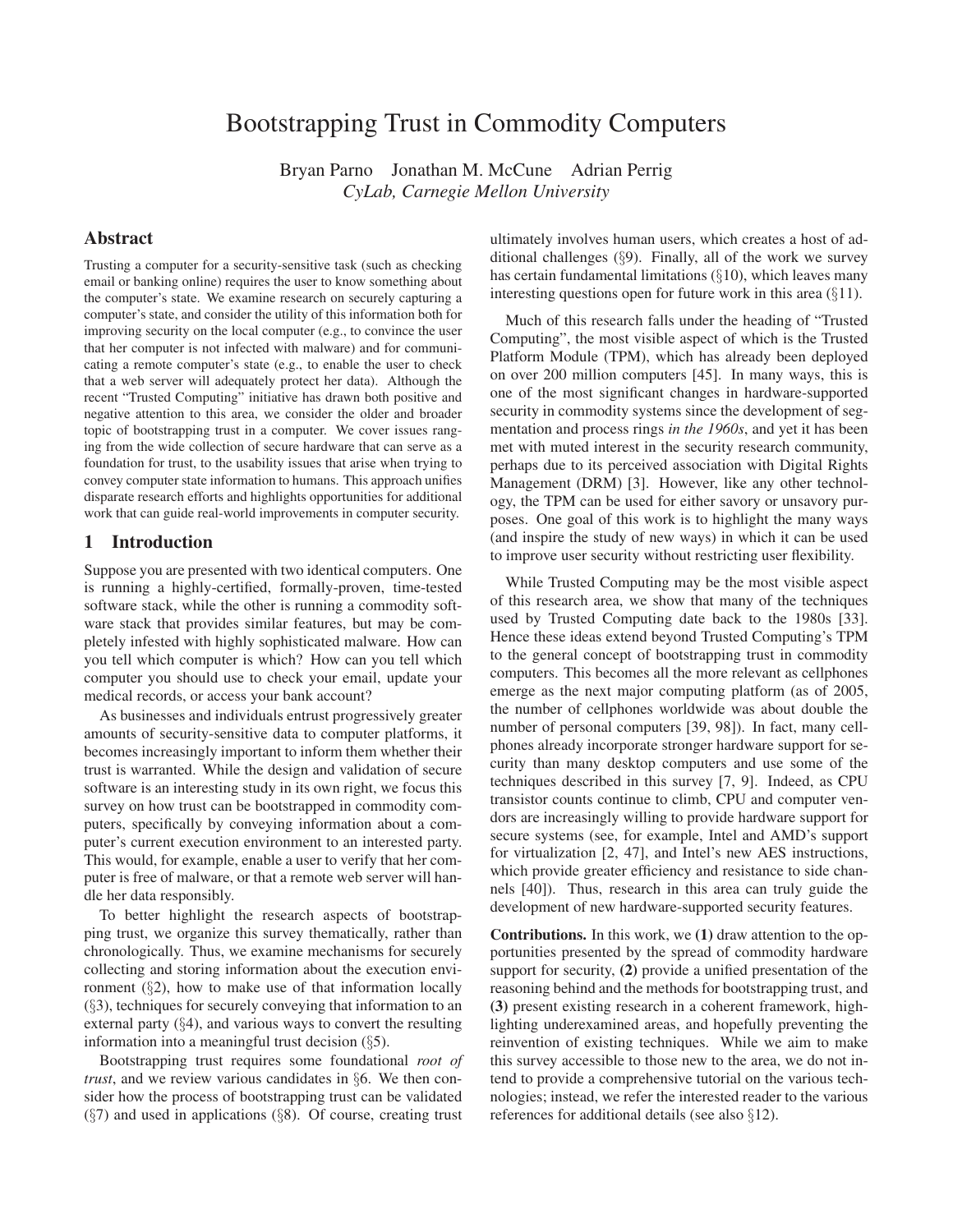# Bootstrapping Trust in Commodity Computers

Bryan Parno Jonathan M. McCune Adrian Perrig
*CyLab, Carnegie Mellon University*

## Abstract

Trusting a computer for a security-sensitive task (such as checking email or banking online) requires the user to know something about the computer's state. We examine research on securely capturing a computer's state, and consider the utility of this information both for improving security on the local computer (e.g., to convince the user that her computer is not infected with malware) and for communicating a remote computer's state (e.g., to enable the user to check that a web server will adequately protect her data). Although the recent "Trusted Computing" initiative has drawn both positive and negative attention to this area, we consider the older and broader topic of bootstrapping trust in a computer. We cover issues ranging from the wide collection of secure hardware that can serve as a foundation for trust, to the usability issues that arise when trying to convey computer state information to humans. This approach unifies disparate research efforts and highlights opportunities for additional work that can guide real-world improvements in computer security.

## 1 Introduction

Suppose you are presented with two identical computers. One is running a highly-certified, formally-proven, time-tested software stack, while the other is running a commodity software stack that provides similar features, but may be completely infested with highly sophisticated malware. How can you tell which computer is which? How can you tell which computer you should use to check your email, update your medical records, or access your bank account?

As businesses and individuals entrust progressively greater amounts of security-sensitive data to computer platforms, it becomes increasingly important to inform them whether their trust is warranted. While the design and validation of secure software is an interesting study in its own right, we focus this survey on how trust can be bootstrapped in commodity computers, specifically by conveying information about a computer's current execution environment to an interested party. This would, for example, enable a user to verify that her computer is free of malware, or that a remote web server will handle her data responsibly.

To better highlight the research aspects of bootstrapping trust, we organize this survey thematically, rather than chronologically. Thus, we examine mechanisms for securely collecting and storing information about the execution environment (§2), how to make use of that information locally (§3), techniques for securely conveying that information to an external party (§4), and various ways to convert the resulting information into a meaningful trust decision (§5).

Bootstrapping trust requires some foundational *root of trust*, and we review various candidates in §6. We then consider how the process of bootstrapping trust can be validated (§7) and used in applications (§8). Of course, creating trust ultimately involves human users, which creates a host of additional challenges (§9). Finally, all of the work we survey has certain fundamental limitations (§10), which leaves many interesting questions open for future work in this area (§11).

Much of this research falls under the heading of "Trusted Computing", the most visible aspect of which is the Trusted Platform Module (TPM), which has already been deployed on over 200 million computers [45]. In many ways, this is one of the most significant changes in hardware-supported security in commodity systems since the development of segmentation and process rings *in the 1960s*, and yet it has been met with muted interest in the security research community, perhaps due to its perceived association with Digital Rights Management (DRM) [3]. However, like any other technology, the TPM can be used for either savory or unsavory purposes. One goal of this work is to highlight the many ways (and inspire the study of new ways) in which it can be used to improve user security without restricting user flexibility.

While Trusted Computing may be the most visible aspect of this research area, we show that many of the techniques used by Trusted Computing date back to the 1980s [33]. Hence these ideas extend beyond Trusted Computing's TPM to the general concept of bootstrapping trust in commodity computers. This becomes all the more relevant as cellphones emerge as the next major computing platform (as of 2005, the number of cellphones worldwide was about double the number of personal computers [39, 98]). In fact, many cellphones already incorporate stronger hardware support for security than many desktop computers and use some of the techniques described in this survey [7, 9]. Indeed, as CPU transistor counts continue to climb, CPU and computer vendors are increasingly willing to provide hardware support for secure systems (see, for example, Intel and AMD's support for virtualization [2, 47], and Intel's new AES instructions, which provide greater efficiency and resistance to side channels [40]). Thus, research in this area can truly guide the development of new hardware-supported security features.

**Contributions.** In this work, we **(1)** draw attention to the opportunities presented by the spread of commodity hardware support for security, **(2)** provide a unified presentation of the reasoning behind and the methods for bootstrapping trust, and **(3)** present existing research in a coherent framework, highlighting underexamined areas, and hopefully preventing the reinvention of existing techniques. While we aim to make this survey accessible to those new to the area, we do not intend to provide a comprehensive tutorial on the various technologies; instead, we refer the interested reader to the various references for additional details (see also §12).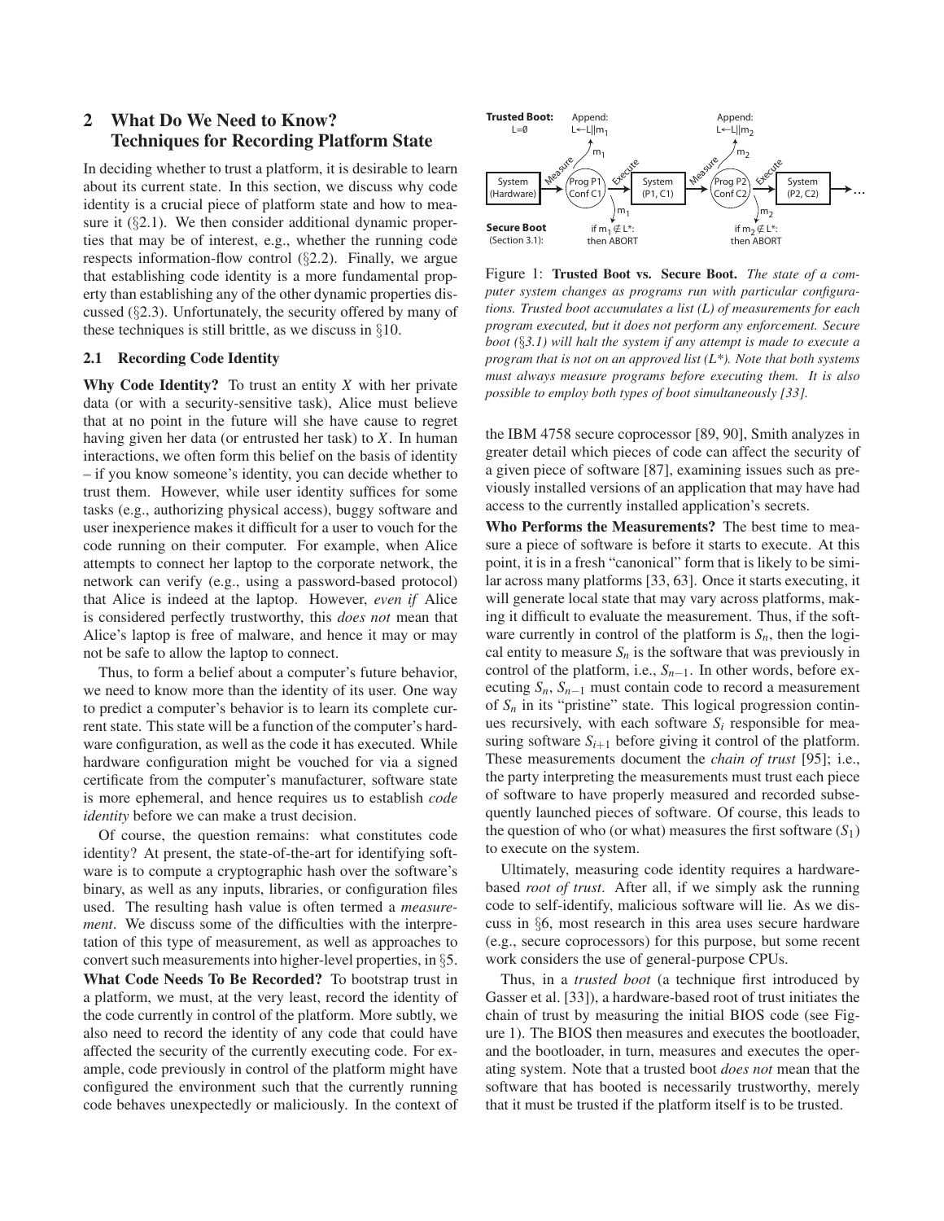## 2 What Do We Need to Know? Techniques for Recording Platform State

In deciding whether to trust a platform, it is desirable to learn about its current state. In this section, we discuss why code identity is a crucial piece of platform state and how to measure it (§2.1). We then consider additional dynamic properties that may be of interest, e.g., whether the running code respects information-flow control (§2.2). Finally, we argue that establishing code identity is a more fundamental property than establishing any of the other dynamic properties discussed (§2.3). Unfortunately, the security offered by many of these techniques is still brittle, as we discuss in §10.

### 2.1 Recording Code Identity

**Why Code Identity?** To trust an entity $X$ with her private data (or with a security-sensitive task), Alice must believe that at no point in the future will she have cause to regret having given her data (or entrusted her task) to $X$. In human interactions, we often form this belief on the basis of identity – if you know someone's identity, you can decide whether to trust them. However, while user identity suffices for some tasks (e.g., authorizing physical access), buggy software and user inexperience makes it difficult for a user to vouch for the code running on their computer. For example, when Alice attempts to connect her laptop to the corporate network, the network can verify (e.g., using a password-based protocol) that Alice is indeed at the laptop. However, *even if* Alice is considered perfectly trustworthy, this *does not* mean that Alice's laptop is free of malware, and hence it may or may not be safe to allow the laptop to connect.

Thus, to form a belief about a computer's future behavior, we need to know more than the identity of its user. One way to predict a computer's behavior is to learn its complete current state. This state will be a function of the computer's hardware configuration, as well as the code it has executed. While hardware configuration might be vouched for via a signed certificate from the computer's manufacturer, software state is more ephemeral, and hence requires us to establish *code identity* before we can make a trust decision.

Of course, the question remains: what constitutes code identity? At present, the state-of-the-art for identifying software is to compute a cryptographic hash over the software's binary, as well as any inputs, libraries, or configuration files used. The resulting hash value is often termed a *measurement*. We discuss some of the difficulties with the interpretation of this type of measurement, as well as approaches to convert such measurements into higher-level properties, in §5.

**What Code Needs To Be Recorded?** To bootstrap trust in a platform, we must, at the very least, record the identity of the code currently in control of the platform. More subtly, we also need to record the identity of any code that could have affected the security of the currently executing code. For example, code previously in control of the platform might have configured the environment such that the currently running code behaves unexpectedly or maliciously. In the context of the IBM 4758 secure coprocessor [89, 90], Smith analyzes in greater detail which pieces of code can affect the security of a given piece of software [87], examining issues such as previously installed versions of an application that may have had access to the currently installed application's secrets.

Trusted Boot: $L=\emptyset$

Append: $L \leftarrow L||m_1$

Append: $L \leftarrow L||m_2$

System (Hardware) — Measure — Prog P1 Conf C1 — Execute — System (P1, C1) — Measure — Prog P2 Conf C2 — Execute — System (P2, C2) — ...

Secure Boot (Section 3.1):

if $m_1 \notin L^*$: then ABORT

if $m_2 \notin L^*$: then ABORT

Figure 1: **Trusted Boot vs. Secure Boot.** *The state of a computer system changes as programs run with particular configurations. Trusted boot accumulates a list (L) of measurements for each program executed, but it does not perform any enforcement. Secure boot (§3.1) will halt the system if any attempt is made to execute a program that is not on an approved list (L\*). Note that both systems must always measure programs before executing them. It is also possible to employ both types of boot simultaneously [33].*

**Who Performs the Measurements?** The best time to measure a piece of software is before it starts to execute. At this point, it is in a fresh "canonical" form that is likely to be similar across many platforms [33, 63]. Once it starts executing, it will generate local state that may vary across platforms, making it difficult to evaluate the measurement. Thus, if the software currently in control of the platform is $S_n$, then the logical entity to measure $S_n$ is the software that was previously in control of the platform, i.e., $S_{n-1}$. In other words, before executing $S_n$, $S_{n-1}$ must contain code to record a measurement of $S_n$ in its "pristine" state. This logical progression continues recursively, with each software $S_i$ responsible for measuring software $S_{i+1}$ before giving it control of the platform. These measurements document the *chain of trust* [95]; i.e., the party interpreting the measurements must trust each piece of software to have properly measured and recorded subsequently launched pieces of software. Of course, this leads to the question of who (or what) measures the first software ($S_1$) to execute on the system.

Ultimately, measuring code identity requires a hardware-based *root of trust*. After all, if we simply ask the running code to self-identify, malicious software will lie. As we discuss in §6, most research in this area uses secure hardware (e.g., secure coprocessors) for this purpose, but some recent work considers the use of general-purpose CPUs.

Thus, in a *trusted boot* (a technique first introduced by Gasser et al. [33]), a hardware-based root of trust initiates the chain of trust by measuring the initial BIOS code (see Figure 1). The BIOS then measures and executes the bootloader, and the bootloader, in turn, measures and executes the operating system. Note that a trusted boot *does not* mean that the software that has booted is necessarily trustworthy, merely that it must be trusted if the platform itself is to be trusted.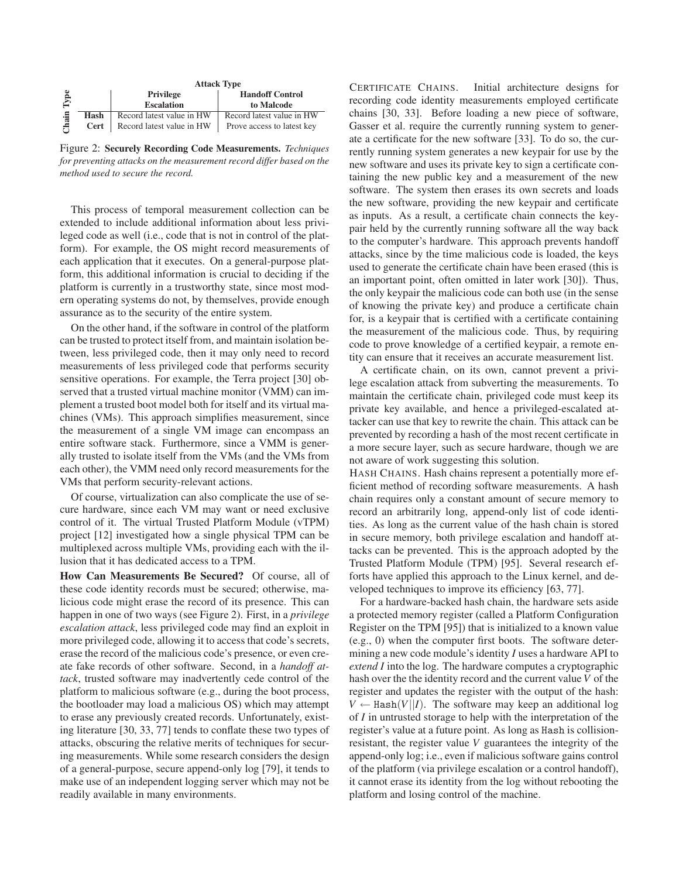| | | Attack Type | |
|---|---|---|---|
| Chain Type | | Privilege Escalation | Handoff Control to Malcode |
| | Hash | Record latest value in HW | Record latest value in HW |
| | Cert | Record latest value in HW | Prove access to latest key |

Figure 2: **Securely Recording Code Measurements.** *Techniques for preventing attacks on the measurement record differ based on the method used to secure the record.*

This process of temporal measurement collection can be extended to include additional information about less privileged code as well (i.e., code that is not in control of the platform). For example, the OS might record measurements of each application that it executes. On a general-purpose platform, this additional information is crucial to deciding if the platform is currently in a trustworthy state, since most modern operating systems do not, by themselves, provide enough assurance as to the security of the entire system.

On the other hand, if the software in control of the platform can be trusted to protect itself from, and maintain isolation between, less privileged code, then it may only need to record measurements of less privileged code that performs security sensitive operations. For example, the Terra project [30] observed that a trusted virtual machine monitor (VMM) can implement a trusted boot model both for itself and its virtual machines (VMs). This approach simplifies measurement, since the measurement of a single VM image can encompass an entire software stack. Furthermore, since a VMM is generally trusted to isolate itself from the VMs (and the VMs from each other), the VMM need only record measurements for the VMs that perform security-relevant actions.

Of course, virtualization can also complicate the use of secure hardware, since each VM may want or need exclusive control of it. The virtual Trusted Platform Module (vTPM) project [12] investigated how a single physical TPM can be multiplexed across multiple VMs, providing each with the illusion that it has dedicated access to a TPM.

**How Can Measurements Be Secured?** Of course, all of these code identity records must be secured; otherwise, malicious code might erase the record of its presence. This can happen in one of two ways (see Figure 2). First, in a *privilege escalation attack*, less privileged code may find an exploit in more privileged code, allowing it to access that code's secrets, erase the record of the malicious code's presence, or even create fake records of other software. Second, in a *handoff attack*, trusted software may inadvertently cede control of the platform to malicious software (e.g., during the boot process, the bootloader may load a malicious OS) which may attempt to erase any previously created records. Unfortunately, existing literature [30, 33, 77] tends to conflate these two types of attacks, obscuring the relative merits of techniques for securing measurements. While some research considers the design of a general-purpose, secure append-only log [79], it tends to make use of an independent logging server which may not be readily available in many environments.

CERTIFICATE CHAINS. Initial architecture designs for recording code identity measurements employed certificate chains [30, 33]. Before loading a new piece of software, Gasser et al. require the currently running system to generate a certificate for the new software [33]. To do so, the currently running system generates a new keypair for use by the new software and uses its private key to sign a certificate containing the new public key and a measurement of the new software. The system then erases its own secrets and loads the new software, providing the new keypair and certificate as inputs. As a result, a certificate chain connects the keypair held by the currently running software all the way back to the computer's hardware. This approach prevents handoff attacks, since by the time malicious code is loaded, the keys used to generate the certificate chain have been erased (this is an important point, often omitted in later work [30]). Thus, the only keypair the malicious code can both use (in the sense of knowing the private key) and produce a certificate chain for, is a keypair that is certified with a certificate containing the measurement of the malicious code. Thus, by requiring code to prove knowledge of a certified keypair, a remote entity can ensure that it receives an accurate measurement list.

A certificate chain, on its own, cannot prevent a privilege escalation attack from subverting the measurements. To maintain the certificate chain, privileged code must keep its private key available, and hence a privileged-escalated attacker can use that key to rewrite the chain. This attack can be prevented by recording a hash of the most recent certificate in a more secure layer, such as secure hardware, though we are not aware of work suggesting this solution.

HASH CHAINS. Hash chains represent a potentially more efficient method of recording software measurements. A hash chain requires only a constant amount of secure memory to record an arbitrarily long, append-only list of code identities. As long as the current value of the hash chain is stored in secure memory, both privilege escalation and handoff attacks can be prevented. This is the approach adopted by the Trusted Platform Module (TPM) [95]. Several research efforts have applied this approach to the Linux kernel, and developed techniques to improve its efficiency [63, 77].

For a hardware-backed hash chain, the hardware sets aside a protected memory register (called a Platform Configuration Register on the TPM [95]) that is initialized to a known value (e.g., 0) when the computer first boots. The software determining a new code module's identity $I$ uses a hardware API to *extend* $I$ into the log. The hardware computes a cryptographic hash over the the identity record and the current value $V$ of the register and updates the register with the output of the hash: $V \leftarrow \texttt{Hash}(V||I)$. The software may keep an additional log of $I$ in untrusted storage to help with the interpretation of the register's value at a future point. As long as Hash is collision-resistant, the register value $V$ guarantees the integrity of the append-only log; i.e., even if malicious software gains control of the platform (via privilege escalation or a control handoff), it cannot erase its identity from the log without rebooting the platform and losing control of the machine.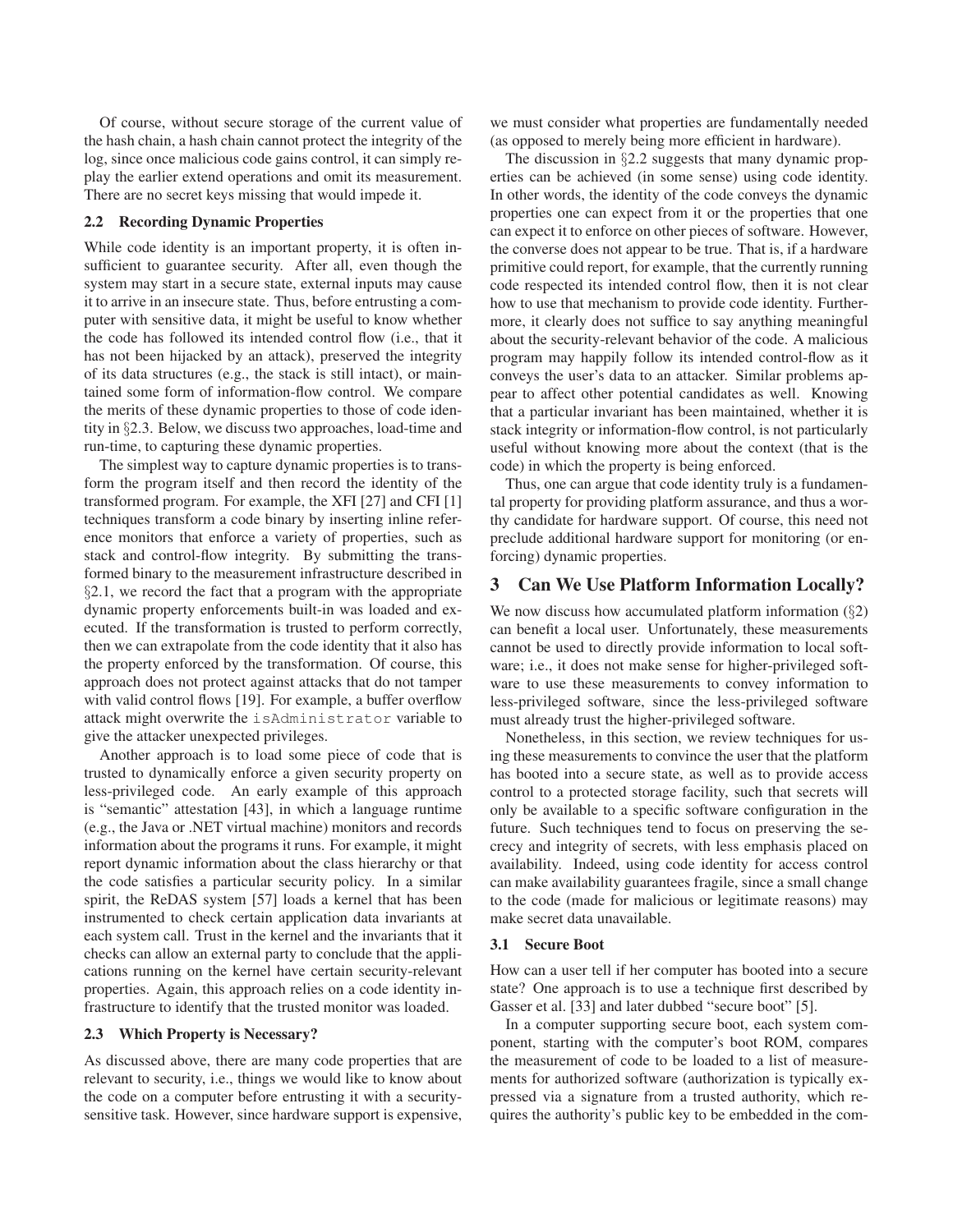Of course, without secure storage of the current value of the hash chain, a hash chain cannot protect the integrity of the log, since once malicious code gains control, it can simply replay the earlier extend operations and omit its measurement. There are no secret keys missing that would impede it.

### 2.2 Recording Dynamic Properties

While code identity is an important property, it is often insufficient to guarantee security. After all, even though the system may start in a secure state, external inputs may cause it to arrive in an insecure state. Thus, before entrusting a computer with sensitive data, it might be useful to know whether the code has followed its intended control flow (i.e., that it has not been hijacked by an attack), preserved the integrity of its data structures (e.g., the stack is still intact), or maintained some form of information-flow control. We compare the merits of these dynamic properties to those of code identity in §2.3. Below, we discuss two approaches, load-time and run-time, to capturing these dynamic properties.

The simplest way to capture dynamic properties is to transform the program itself and then record the identity of the transformed program. For example, the XFI [27] and CFI [1] techniques transform a code binary by inserting inline reference monitors that enforce a variety of properties, such as stack and control-flow integrity. By submitting the transformed binary to the measurement infrastructure described in §2.1, we record the fact that a program with the appropriate dynamic property enforcements built-in was loaded and executed. If the transformation is trusted to perform correctly, then we can extrapolate from the code identity that it also has the property enforced by the transformation. Of course, this approach does not protect against attacks that do not tamper with valid control flows [19]. For example, a buffer overflow attack might overwrite the `isAdministrator` variable to give the attacker unexpected privileges.

Another approach is to load some piece of code that is trusted to dynamically enforce a given security property on less-privileged code. An early example of this approach is "semantic" attestation [43], in which a language runtime (e.g., the Java or .NET virtual machine) monitors and records information about the programs it runs. For example, it might report dynamic information about the class hierarchy or that the code satisfies a particular security policy. In a similar spirit, the ReDAS system [57] loads a kernel that has been instrumented to check certain application data invariants at each system call. Trust in the kernel and the invariants that it checks can allow an external party to conclude that the applications running on the kernel have certain security-relevant properties. Again, this approach relies on a code identity infrastructure to identify that the trusted monitor was loaded.

### 2.3 Which Property is Necessary?

As discussed above, there are many code properties that are relevant to security, i.e., things we would like to know about the code on a computer before entrusting it with a security-sensitive task. However, since hardware support is expensive, we must consider what properties are fundamentally needed (as opposed to merely being more efficient in hardware).

The discussion in §2.2 suggests that many dynamic properties can be achieved (in some sense) using code identity. In other words, the identity of the code conveys the dynamic properties one can expect from it or the properties that one can expect it to enforce on other pieces of software. However, the converse does not appear to be true. That is, if a hardware primitive could report, for example, that the currently running code respected its intended control flow, then it is not clear how to use that mechanism to provide code identity. Furthermore, it clearly does not suffice to say anything meaningful about the security-relevant behavior of the code. A malicious program may happily follow its intended control-flow as it conveys the user's data to an attacker. Similar problems appear to affect other potential candidates as well. Knowing that a particular invariant has been maintained, whether it is stack integrity or information-flow control, is not particularly useful without knowing more about the context (that is the code) in which the property is being enforced.

Thus, one can argue that code identity truly is a fundamental property for providing platform assurance, and thus a worthy candidate for hardware support. Of course, this need not preclude additional hardware support for monitoring (or enforcing) dynamic properties.

## 3 Can We Use Platform Information Locally?

We now discuss how accumulated platform information (§2) can benefit a local user. Unfortunately, these measurements cannot be used to directly provide information to local software; i.e., it does not make sense for higher-privileged software to use these measurements to convey information to less-privileged software, since the less-privileged software must already trust the higher-privileged software.

Nonetheless, in this section, we review techniques for using these measurements to convince the user that the platform has booted into a secure state, as well as to provide access control to a protected storage facility, such that secrets will only be available to a specific software configuration in the future. Such techniques tend to focus on preserving the secrecy and integrity of secrets, with less emphasis placed on availability. Indeed, using code identity for access control can make availability guarantees fragile, since a small change to the code (made for malicious or legitimate reasons) may make secret data unavailable.

### 3.1 Secure Boot

How can a user tell if her computer has booted into a secure state? One approach is to use a technique first described by Gasser et al. [33] and later dubbed "secure boot" [5].

In a computer supporting secure boot, each system component, starting with the computer's boot ROM, compares the measurement of code to be loaded to a list of measurements for authorized software (authorization is typically expressed via a signature from a trusted authority, which requires the authority's public key to be embedded in the com-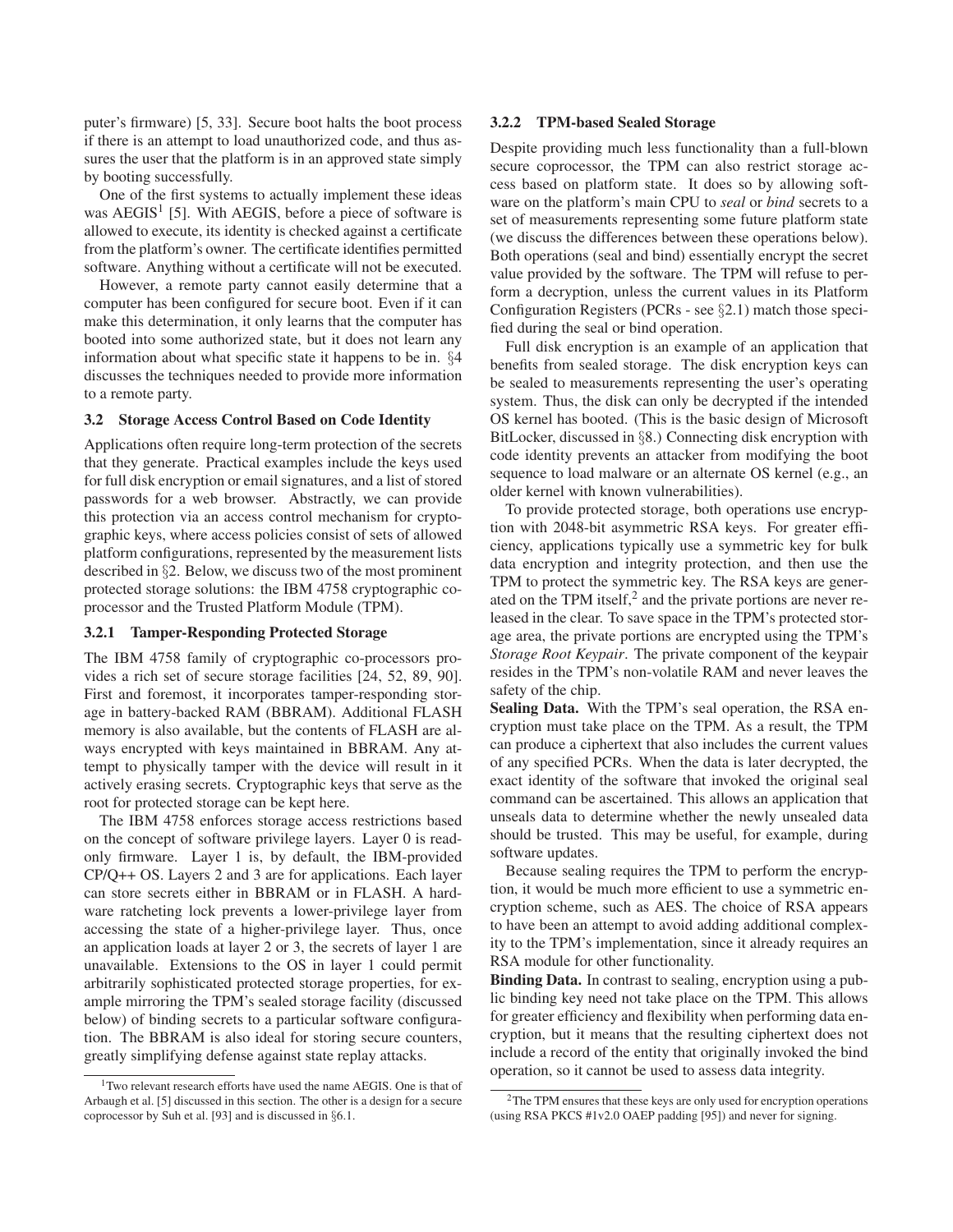puter's firmware) [5, 33]. Secure boot halts the boot process if there is an attempt to load unauthorized code, and thus assures the user that the platform is in an approved state simply by booting successfully.

One of the first systems to actually implement these ideas was AEGIS[1] [5]. With AEGIS, before a piece of software is allowed to execute, its identity is checked against a certificate from the platform's owner. The certificate identifies permitted software. Anything without a certificate will not be executed.

However, a remote party cannot easily determine that a computer has been configured for secure boot. Even if it can make this determination, it only learns that the computer has booted into some authorized state, but it does not learn any information about what specific state it happens to be in. §4 discusses the techniques needed to provide more information to a remote party.

### 3.2 Storage Access Control Based on Code Identity

Applications often require long-term protection of the secrets that they generate. Practical examples include the keys used for full disk encryption or email signatures, and a list of stored passwords for a web browser. Abstractly, we can provide this protection via an access control mechanism for cryptographic keys, where access policies consist of sets of allowed platform configurations, represented by the measurement lists described in §2. Below, we discuss two of the most prominent protected storage solutions: the IBM 4758 cryptographic coprocessor and the Trusted Platform Module (TPM).

#### 3.2.1 Tamper-Responding Protected Storage

The IBM 4758 family of cryptographic co-processors provides a rich set of secure storage facilities [24, 52, 89, 90]. First and foremost, it incorporates tamper-responding storage in battery-backed RAM (BBRAM). Additional FLASH memory is also available, but the contents of FLASH are always encrypted with keys maintained in BBRAM. Any attempt to physically tamper with the device will result in it actively erasing secrets. Cryptographic keys that serve as the root for protected storage can be kept here.

The IBM 4758 enforces storage access restrictions based on the concept of software privilege layers. Layer 0 is read-only firmware. Layer 1 is, by default, the IBM-provided CP/Q++ OS. Layers 2 and 3 are for applications. Each layer can store secrets either in BBRAM or in FLASH. A hardware ratcheting lock prevents a lower-privilege layer from accessing the state of a higher-privilege layer. Thus, once an application loads at layer 2 or 3, the secrets of layer 1 are unavailable. Extensions to the OS in layer 1 could permit arbitrarily sophisticated protected storage properties, for example mirroring the TPM's sealed storage facility (discussed below) of binding secrets to a particular software configuration. The BBRAM is also ideal for storing secure counters, greatly simplifying defense against state replay attacks.

#### 3.2.2 TPM-based Sealed Storage

Despite providing much less functionality than a full-blown secure coprocessor, the TPM can also restrict storage access based on platform state. It does so by allowing software on the platform's main CPU to *seal* or *bind* secrets to a set of measurements representing some future platform state (we discuss the differences between these operations below). Both operations (seal and bind) essentially encrypt the secret value provided by the software. The TPM will refuse to perform a decryption, unless the current values in its Platform Configuration Registers (PCRs - see §2.1) match those specified during the seal or bind operation.

Full disk encryption is an example of an application that benefits from sealed storage. The disk encryption keys can be sealed to measurements representing the user's operating system. Thus, the disk can only be decrypted if the intended OS kernel has booted. (This is the basic design of Microsoft BitLocker, discussed in §8.) Connecting disk encryption with code identity prevents an attacker from modifying the boot sequence to load malware or an alternate OS kernel (e.g., an older kernel with known vulnerabilities).

To provide protected storage, both operations use encryption with 2048-bit asymmetric RSA keys. For greater efficiency, applications typically use a symmetric key for bulk data encryption and integrity protection, and then use the TPM to protect the symmetric key. The RSA keys are generated on the TPM itself,[2] and the private portions are never released in the clear. To save space in the TPM's protected storage area, the private portions are encrypted using the TPM's *Storage Root Keypair*. The private component of the keypair resides in the TPM's non-volatile RAM and never leaves the safety of the chip.

**Sealing Data.** With the TPM's seal operation, the RSA encryption must take place on the TPM. As a result, the TPM can produce a ciphertext that also includes the current values of any specified PCRs. When the data is later decrypted, the exact identity of the software that invoked the original seal command can be ascertained. This allows an application that unseals data to determine whether the newly unsealed data should be trusted. This may be useful, for example, during software updates.

Because sealing requires the TPM to perform the encryption, it would be much more efficient to use a symmetric encryption scheme, such as AES. The choice of RSA appears to have been an attempt to avoid adding additional complexity to the TPM's implementation, since it already requires an RSA module for other functionality.

**Binding Data.** In contrast to sealing, encryption using a public binding key need not take place on the TPM. This allows for greater efficiency and flexibility when performing data encryption, but it means that the resulting ciphertext does not include a record of the entity that originally invoked the bind operation, so it cannot be used to assess data integrity.

---

[1] Two relevant research efforts have used the name AEGIS. One is that of Arbaugh et al. [5] discussed in this section. The other is a design for a secure coprocessor by Suh et al. [93] and is discussed in §6.1.

[2] The TPM ensures that these keys are only used for encryption operations (using RSA PKCS #1v2.0 OAEP padding [95]) and never for signing.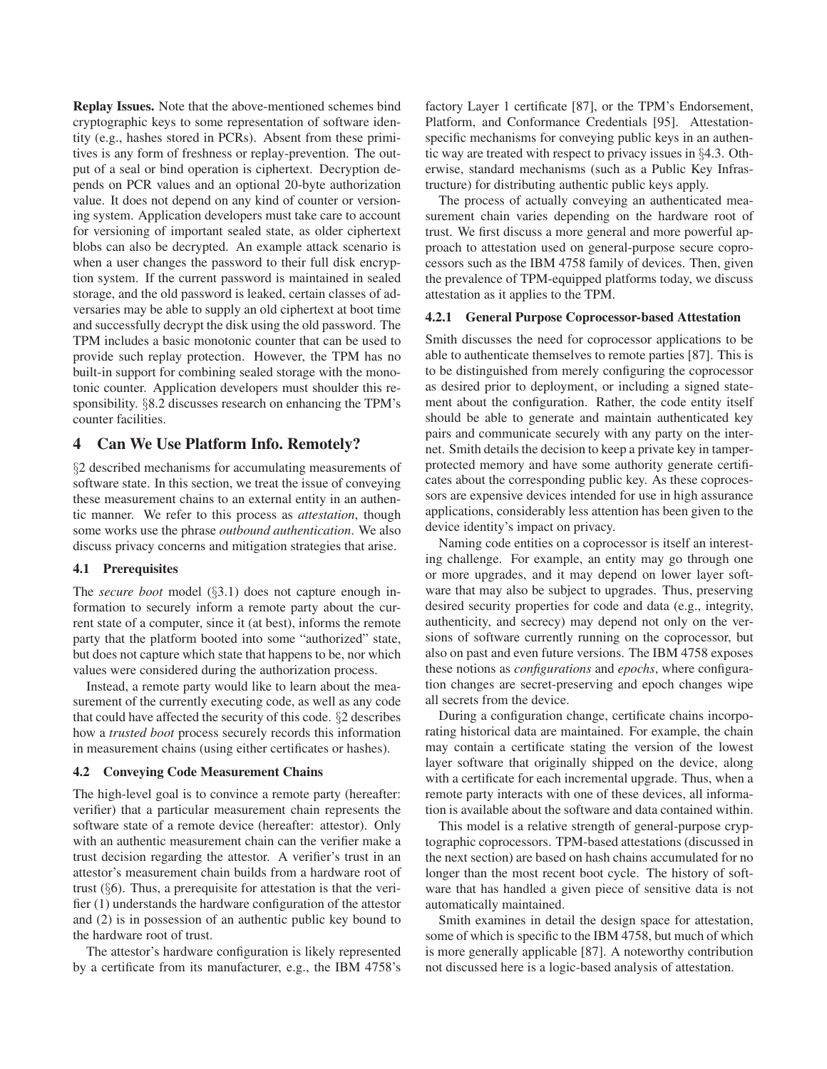**Replay Issues.** Note that the above-mentioned schemes bind cryptographic keys to some representation of software identity (e.g., hashes stored in PCRs). Absent from these primitives is any form of freshness or replay-prevention. The output of a seal or bind operation is ciphertext. Decryption depends on PCR values and an optional 20-byte authorization value. It does not depend on any kind of counter or versioning system. Application developers must take care to account for versioning of important sealed state, as older ciphertext blobs can also be decrypted. An example attack scenario is when a user changes the password to their full disk encryption system. If the current password is maintained in sealed storage, and the old password is leaked, certain classes of adversaries may be able to supply an old ciphertext at boot time and successfully decrypt the disk using the old password. The TPM includes a basic monotonic counter that can be used to provide such replay protection. However, the TPM has no built-in support for combining sealed storage with the monotonic counter. Application developers must shoulder this responsibility. §8.2 discusses research on enhancing the TPM's counter facilities.

# 4 Can We Use Platform Info. Remotely?

§2 described mechanisms for accumulating measurements of software state. In this section, we treat the issue of conveying these measurement chains to an external entity in an authentic manner. We refer to this process as *attestation*, though some works use the phrase *outbound authentication*. We also discuss privacy concerns and mitigation strategies that arise.

## 4.1 Prerequisites

The *secure boot* model (§3.1) does not capture enough information to securely inform a remote party about the current state of a computer, since it (at best), informs the remote party that the platform booted into some "authorized" state, but does not capture which state that happens to be, nor which values were considered during the authorization process.

Instead, a remote party would like to learn about the measurement of the currently executing code, as well as any code that could have affected the security of this code. §2 describes how a *trusted boot* process securely records this information in measurement chains (using either certificates or hashes).

## 4.2 Conveying Code Measurement Chains

The high-level goal is to convince a remote party (hereafter: verifier) that a particular measurement chain represents the software state of a remote device (hereafter: attestor). Only with an authentic measurement chain can the verifier make a trust decision regarding the attestor. A verifier's trust in an attestor's measurement chain builds from a hardware root of trust (§6). Thus, a prerequisite for attestation is that the verifier (1) understands the hardware configuration of the attestor and (2) is in possession of an authentic public key bound to the hardware root of trust.

The attestor's hardware configuration is likely represented by a certificate from its manufacturer, e.g., the IBM 4758's factory Layer 1 certificate [87], or the TPM's Endorsement, Platform, and Conformance Credentials [95]. Attestation-specific mechanisms for conveying public keys in an authentic way are treated with respect to privacy issues in §4.3. Otherwise, standard mechanisms (such as a Public Key Infrastructure) for distributing authentic public keys apply.

The process of actually conveying an authenticated measurement chain varies depending on the hardware root of trust. We first discuss a more general and more powerful approach to attestation used on general-purpose secure coprocessors such as the IBM 4758 family of devices. Then, given the prevalence of TPM-equipped platforms today, we discuss attestation as it applies to the TPM.

### 4.2.1 General Purpose Coprocessor-based Attestation

Smith discusses the need for coprocessor applications to be able to authenticate themselves to remote parties [87]. This is to be distinguished from merely configuring the coprocessor as desired prior to deployment, or including a signed statement about the configuration. Rather, the code entity itself should be able to generate and maintain authenticated key pairs and communicate securely with any party on the internet. Smith details the decision to keep a private key in tamper-protected memory and have some authority generate certificates about the corresponding public key. As these coprocessors are expensive devices intended for use in high assurance applications, considerably less attention has been given to the device identity's impact on privacy.

Naming code entities on a coprocessor is itself an interesting challenge. For example, an entity may go through one or more upgrades, and it may depend on lower layer software that may also be subject to upgrades. Thus, preserving desired security properties for code and data (e.g., integrity, authenticity, and secrecy) may depend not only on the versions of software currently running on the coprocessor, but also on past and even future versions. The IBM 4758 exposes these notions as *configurations* and *epochs*, where configuration changes are secret-preserving and epoch changes wipe all secrets from the device.

During a configuration change, certificate chains incorporating historical data are maintained. For example, the chain may contain a certificate stating the version of the lowest layer software that originally shipped on the device, along with a certificate for each incremental upgrade. Thus, when a remote party interacts with one of these devices, all information is available about the software and data contained within.

This model is a relative strength of general-purpose cryptographic coprocessors. TPM-based attestations (discussed in the next section) are based on hash chains accumulated for no longer than the most recent boot cycle. The history of software that has handled a given piece of sensitive data is not automatically maintained.

Smith examines in detail the design space for attestation, some of which is specific to the IBM 4758, but much of which is more generally applicable [87]. A noteworthy contribution not discussed here is a logic-based analysis of attestation.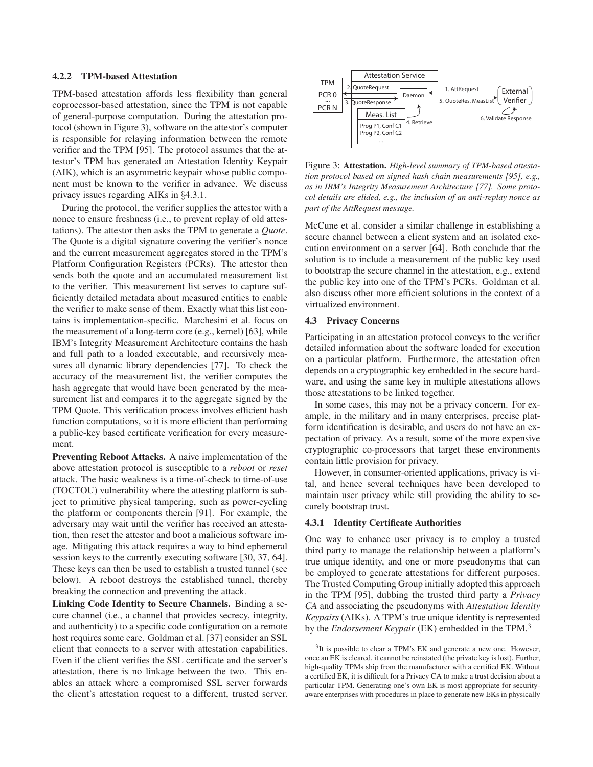#### 4.2.2 TPM-based Attestation

TPM-based attestation affords less flexibility than general coprocessor-based attestation, since the TPM is not capable of general-purpose computation. During the attestation protocol (shown in Figure 3), software on the attestor's computer is responsible for relaying information between the remote verifier and the TPM [95]. The protocol assumes that the attestor's TPM has generated an Attestation Identity Keypair (AIK), which is an asymmetric keypair whose public component must be known to the verifier in advance. We discuss privacy issues regarding AIKs in §4.3.1.

During the protocol, the verifier supplies the attestor with a nonce to ensure freshness (i.e., to prevent replay of old attestations). The attestor then asks the TPM to generate a *Quote*. The Quote is a digital signature covering the verifier's nonce and the current measurement aggregates stored in the TPM's Platform Configuration Registers (PCRs). The attestor then sends both the quote and an accumulated measurement list to the verifier. This measurement list serves to capture sufficiently detailed metadata about measured entities to enable the verifier to make sense of them. Exactly what this list contains is implementation-specific. Marchesini et al. focus on the measurement of a long-term core (e.g., kernel) [63], while IBM's Integrity Measurement Architecture contains the hash and full path to a loaded executable, and recursively measures all dynamic library dependencies [77]. To check the accuracy of the measurement list, the verifier computes the hash aggregate that would have been generated by the measurement list and compares it to the aggregate signed by the TPM Quote. This verification process involves efficient hash function computations, so it is more efficient than performing a public-key based certificate verification for every measurement.

**Preventing Reboot Attacks.** A naive implementation of the above attestation protocol is susceptible to a *reboot* or *reset* attack. The basic weakness is a time-of-check to time-of-use (TOCTOU) vulnerability where the attesting platform is subject to primitive physical tampering, such as power-cycling the platform or components therein [91]. For example, the adversary may wait until the verifier has received an attestation, then reset the attestor and boot a malicious software image. Mitigating this attack requires a way to bind ephemeral session keys to the currently executing software [30, 37, 64]. These keys can then be used to establish a trusted tunnel (see below). A reboot destroys the established tunnel, thereby breaking the connection and preventing the attack.

**Linking Code Identity to Secure Channels.** Binding a secure channel (i.e., a channel that provides secrecy, integrity, and authenticity) to a specific code configuration on a remote host requires some care. Goldman et al. [37] consider an SSL client that connects to a server with attestation capabilities. Even if the client verifies the SSL certificate and the server's attestation, there is no linkage between the two. This enables an attack where a compromised SSL server forwards the client's attestation request to a different, trusted server.

Attestation Service
TPM
PCR 0
...
PCR N
2. QuoteRequest
3. QuoteResponse
Daemon
Meas. List
Prog P1, Conf C1
Prog P2, Conf C2
...
4. Retrieve
1. AttRequest
5. QuoteRes, MeasList
External Verifier
6. Validate Response

Figure 3: **Attestation.** *High-level summary of TPM-based attestation protocol based on signed hash chain measurements [95], e.g., as in IBM's Integrity Measurement Architecture [77]. Some protocol details are elided, e.g., the inclusion of an anti-replay nonce as part of the AttRequest message.*

McCune et al. consider a similar challenge in establishing a secure channel between a client system and an isolated execution environment on a server [64]. Both conclude that the solution is to include a measurement of the public key used to bootstrap the secure channel in the attestation, e.g., extend the public key into one of the TPM's PCRs. Goldman et al. also discuss other more efficient solutions in the context of a virtualized environment.

### 4.3 Privacy Concerns

Participating in an attestation protocol conveys to the verifier detailed information about the software loaded for execution on a particular platform. Furthermore, the attestation often depends on a cryptographic key embedded in the secure hardware, and using the same key in multiple attestations allows those attestations to be linked together.

In some cases, this may not be a privacy concern. For example, in the military and in many enterprises, precise platform identification is desirable, and users do not have an expectation of privacy. As a result, some of the more expensive cryptographic co-processors that target these environments contain little provision for privacy.

However, in consumer-oriented applications, privacy is vital, and hence several techniques have been developed to maintain user privacy while still providing the ability to securely bootstrap trust.

#### 4.3.1 Identity Certificate Authorities

One way to enhance user privacy is to employ a trusted third party to manage the relationship between a platform's true unique identity, and one or more pseudonyms that can be employed to generate attestations for different purposes. The Trusted Computing Group initially adopted this approach in the TPM [95], dubbing the trusted third party a *Privacy CA* and associating the pseudonyms with *Attestation Identity Keypairs* (AIKs). A TPM's true unique identity is represented by the *Endorsement Keypair* (EK) embedded in the TPM.[3]

[3] It is possible to clear a TPM's EK and generate a new one. However, once an EK is cleared, it cannot be reinstated (the private key is lost). Further, high-quality TPMs ship from the manufacturer with a certified EK. Without a certified EK, it is difficult for a Privacy CA to make a trust decision about a particular TPM. Generating one's own EK is most appropriate for security-aware enterprises with procedures in place to generate new EKs in physically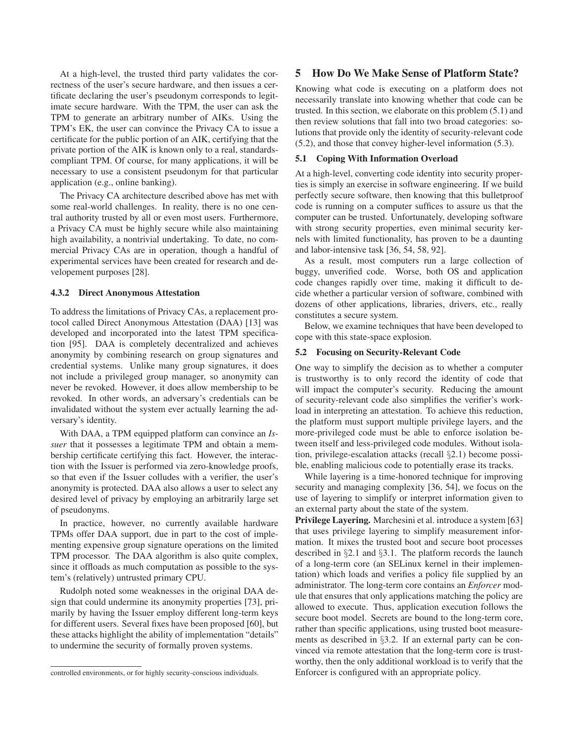At a high-level, the trusted third party validates the correctness of the user's secure hardware, and then issues a certificate declaring the user's pseudonym corresponds to legitimate secure hardware. With the TPM, the user can ask the TPM to generate an arbitrary number of AIKs. Using the TPM's EK, the user can convince the Privacy CA to issue a certificate for the public portion of an AIK, certifying that the private portion of the AIK is known only to a real, standards-compliant TPM. Of course, for many applications, it will be necessary to use a consistent pseudonym for that particular application (e.g., online banking).

The Privacy CA architecture described above has met with some real-world challenges. In reality, there is no one central authority trusted by all or even most users. Furthermore, a Privacy CA must be highly secure while also maintaining high availability, a nontrivial undertaking. To date, no commercial Privacy CAs are in operation, though a handful of experimental services have been created for research and developement purposes [28].

#### 4.3.2 Direct Anonymous Attestation

To address the limitations of Privacy CAs, a replacement protocol called Direct Anonymous Attestation (DAA) [13] was developed and incorporated into the latest TPM specification [95]. DAA is completely decentralized and achieves anonymity by combining research on group signatures and credential systems. Unlike many group signatures, it does not include a privileged group manager, so anonymity can never be revoked. However, it does allow membership to be revoked. In other words, an adversary's credentials can be invalidated without the system ever actually learning the adversary's identity.

With DAA, a TPM equipped platform can convince an *Issuer* that it possesses a legitimate TPM and obtain a membership certificate certifying this fact. However, the interaction with the Issuer is performed via zero-knowledge proofs, so that even if the Issuer colludes with a verifier, the user's anonymity is protected. DAA also allows a user to select any desired level of privacy by employing an arbitrarily large set of pseudonyms.

In practice, however, no currently available hardware TPMs offer DAA support, due in part to the cost of implementing expensive group signature operations on the limited TPM processor. The DAA algorithm is also quite complex, since it offloads as much computation as possible to the system's (relatively) untrusted primary CPU.

Rudolph noted some weaknesses in the original DAA design that could undermine its anonymity properties [73], primarily by having the Issuer employ different long-term keys for different users. Several fixes have been proposed [60], but these attacks highlight the ability of implementation "details" to undermine the security of formally proven systems.

controlled environments, or for highly security-conscious individuals.

## 5 How Do We Make Sense of Platform State?

Knowing what code is executing on a platform does not necessarily translate into knowing whether that code can be trusted. In this section, we elaborate on this problem (5.1) and then review solutions that fall into two broad categories: solutions that provide only the identity of security-relevant code (5.2), and those that convey higher-level information (5.3).

### 5.1 Coping With Information Overload

At a high-level, converting code identity into security properties is simply an exercise in software engineering. If we build perfectly secure software, then knowing that this bulletproof code is running on a computer suffices to assure us that the computer can be trusted. Unfortunately, developing software with strong security properties, even minimal security kernels with limited functionality, has proven to be a daunting and labor-intensive task [36, 54, 58, 92].

As a result, most computers run a large collection of buggy, unverified code. Worse, both OS and application code changes rapidly over time, making it difficult to decide whether a particular version of software, combined with dozens of other applications, libraries, drivers, etc., really constitutes a secure system.

Below, we examine techniques that have been developed to cope with this state-space explosion.

### 5.2 Focusing on Security-Relevant Code

One way to simplify the decision as to whether a computer is trustworthy is to only record the identity of code that will impact the computer's security. Reducing the amount of security-relevant code also simplifies the verifier's workload in interpreting an attestation. To achieve this reduction, the platform must support multiple privilege layers, and the more-privileged code must be able to enforce isolation between itself and less-privileged code modules. Without isolation, privilege-escalation attacks (recall §2.1) become possible, enabling malicious code to potentially erase its tracks.

While layering is a time-honored technique for improving security and managing complexity [36, 54], we focus on the use of layering to simplify or interpret information given to an external party about the state of the system.

**Privilege Layering.** Marchesini et al. introduce a system [63] that uses privilege layering to simplify measurement information. It mixes the trusted boot and secure boot processes described in §2.1 and §3.1. The platform records the launch of a long-term core (an SELinux kernel in their implementation) which loads and verifies a policy file supplied by an administrator. The long-term core contains an *Enforcer* module that ensures that only applications matching the policy are allowed to execute. Thus, application execution follows the secure boot model. Secrets are bound to the long-term core, rather than specific applications, using trusted boot measurements as described in §3.2. If an external party can be convinced via remote attestation that the long-term core is trustworthy, then the only additional workload is to verify that the Enforcer is configured with an appropriate policy.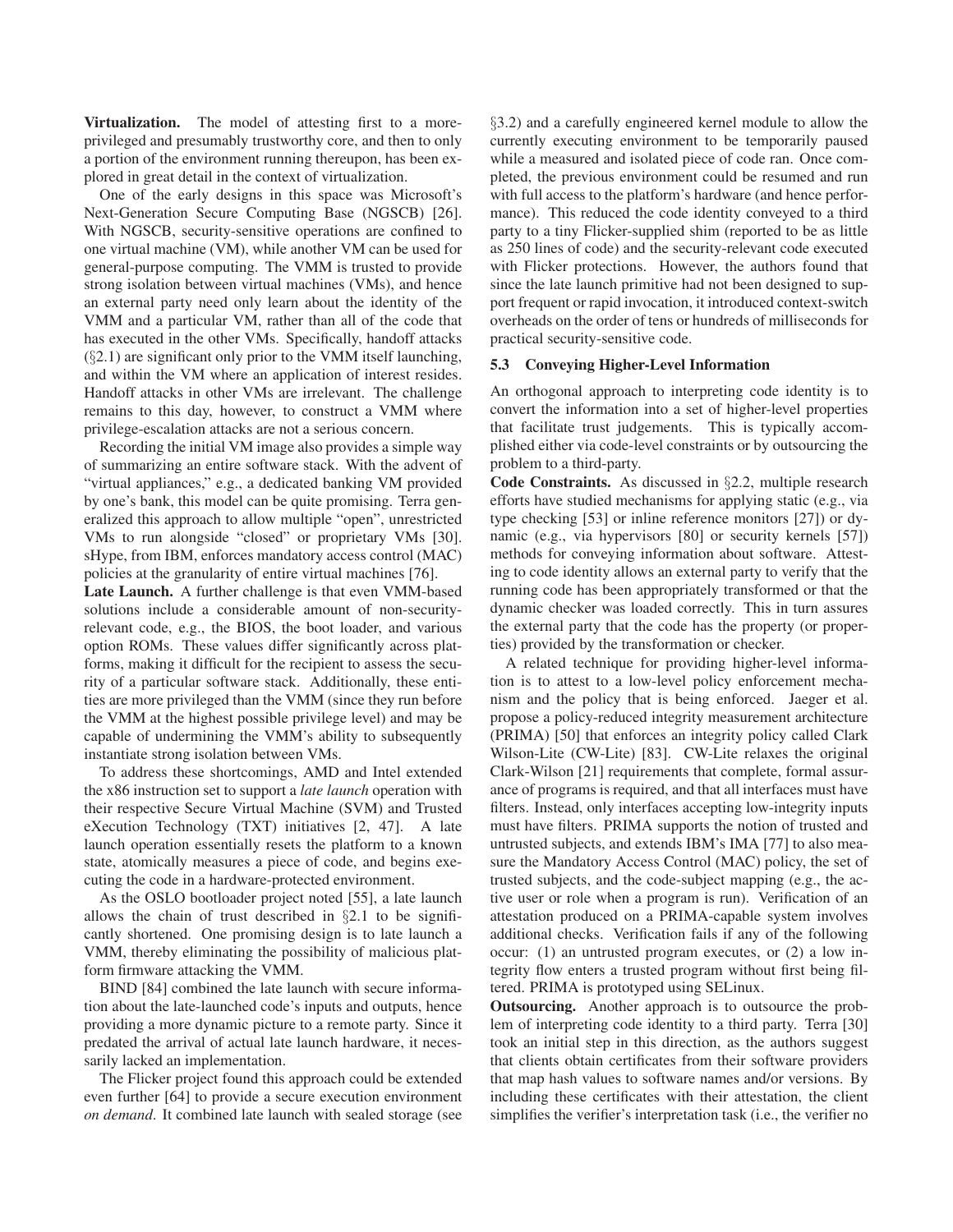**Virtualization.** The model of attesting first to a more-privileged and presumably trustworthy core, and then to only a portion of the environment running thereupon, has been explored in great detail in the context of virtualization.

One of the early designs in this space was Microsoft's Next-Generation Secure Computing Base (NGSCB) [26]. With NGSCB, security-sensitive operations are confined to one virtual machine (VM), while another VM can be used for general-purpose computing. The VMM is trusted to provide strong isolation between virtual machines (VMs), and hence an external party need only learn about the identity of the VMM and a particular VM, rather than all of the code that has executed in the other VMs. Specifically, handoff attacks (§2.1) are significant only prior to the VMM itself launching, and within the VM where an application of interest resides. Handoff attacks in other VMs are irrelevant. The challenge remains to this day, however, to construct a VMM where privilege-escalation attacks are not a serious concern.

Recording the initial VM image also provides a simple way of summarizing an entire software stack. With the advent of "virtual appliances," e.g., a dedicated banking VM provided by one's bank, this model can be quite promising. Terra generalized this approach to allow multiple "open", unrestricted VMs to run alongside "closed" or proprietary VMs [30]. sHype, from IBM, enforces mandatory access control (MAC) policies at the granularity of entire virtual machines [76].

**Late Launch.** A further challenge is that even VMM-based solutions include a considerable amount of non-security-relevant code, e.g., the BIOS, the boot loader, and various option ROMs. These values differ significantly across platforms, making it difficult for the recipient to assess the security of a particular software stack. Additionally, these entities are more privileged than the VMM (since they run before the VMM at the highest possible privilege level) and may be capable of undermining the VMM's ability to subsequently instantiate strong isolation between VMs.

To address these shortcomings, AMD and Intel extended the x86 instruction set to support a *late launch* operation with their respective Secure Virtual Machine (SVM) and Trusted eXecution Technology (TXT) initiatives [2, 47]. A late launch operation essentially resets the platform to a known state, atomically measures a piece of code, and begins executing the code in a hardware-protected environment.

As the OSLO bootloader project noted [55], a late launch allows the chain of trust described in §2.1 to be significantly shortened. One promising design is to late launch a VMM, thereby eliminating the possibility of malicious platform firmware attacking the VMM.

BIND [84] combined the late launch with secure information about the late-launched code's inputs and outputs, hence providing a more dynamic picture to a remote party. Since it predated the arrival of actual late launch hardware, it necessarily lacked an implementation.

The Flicker project found this approach could be extended even further [64] to provide a secure execution environment *on demand*. It combined late launch with sealed storage (see §3.2) and a carefully engineered kernel module to allow the currently executing environment to be temporarily paused while a measured and isolated piece of code ran. Once completed, the previous environment could be resumed and run with full access to the platform's hardware (and hence performance). This reduced the code identity conveyed to a third party to a tiny Flicker-supplied shim (reported to be as little as 250 lines of code) and the security-relevant code executed with Flicker protections. However, the authors found that since the late launch primitive had not been designed to support frequent or rapid invocation, it introduced context-switch overheads on the order of tens or hundreds of milliseconds for practical security-sensitive code.

### 5.3 Conveying Higher-Level Information

An orthogonal approach to interpreting code identity is to convert the information into a set of higher-level properties that facilitate trust judgements. This is typically accomplished either via code-level constraints or by outsourcing the problem to a third-party.

**Code Constraints.** As discussed in §2.2, multiple research efforts have studied mechanisms for applying static (e.g., via type checking [53] or inline reference monitors [27]) or dynamic (e.g., via hypervisors [80] or security kernels [57]) methods for conveying information about software. Attesting to code identity allows an external party to verify that the running code has been appropriately transformed or that the dynamic checker was loaded correctly. This in turn assures the external party that the code has the property (or properties) provided by the transformation or checker.

A related technique for providing higher-level information is to attest to a low-level policy enforcement mechanism and the policy that is being enforced. Jaeger et al. propose a policy-reduced integrity measurement architecture (PRIMA) [50] that enforces an integrity policy called Clark Wilson-Lite (CW-Lite) [83]. CW-Lite relaxes the original Clark-Wilson [21] requirements that complete, formal assurance of programs is required, and that all interfaces must have filters. Instead, only interfaces accepting low-integrity inputs must have filters. PRIMA supports the notion of trusted and untrusted subjects, and extends IBM's IMA [77] to also measure the Mandatory Access Control (MAC) policy, the set of trusted subjects, and the code-subject mapping (e.g., the active user or role when a program is run). Verification of an attestation produced on a PRIMA-capable system involves additional checks. Verification fails if any of the following occur: (1) an untrusted program executes, or (2) a low integrity flow enters a trusted program without first being filtered. PRIMA is prototyped using SELinux.

**Outsourcing.** Another approach is to outsource the problem of interpreting code identity to a third party. Terra [30] took an initial step in this direction, as the authors suggest that clients obtain certificates from their software providers that map hash values to software names and/or versions. By including these certificates with their attestation, the client simplifies the verifier's interpretation task (i.e., the verifier no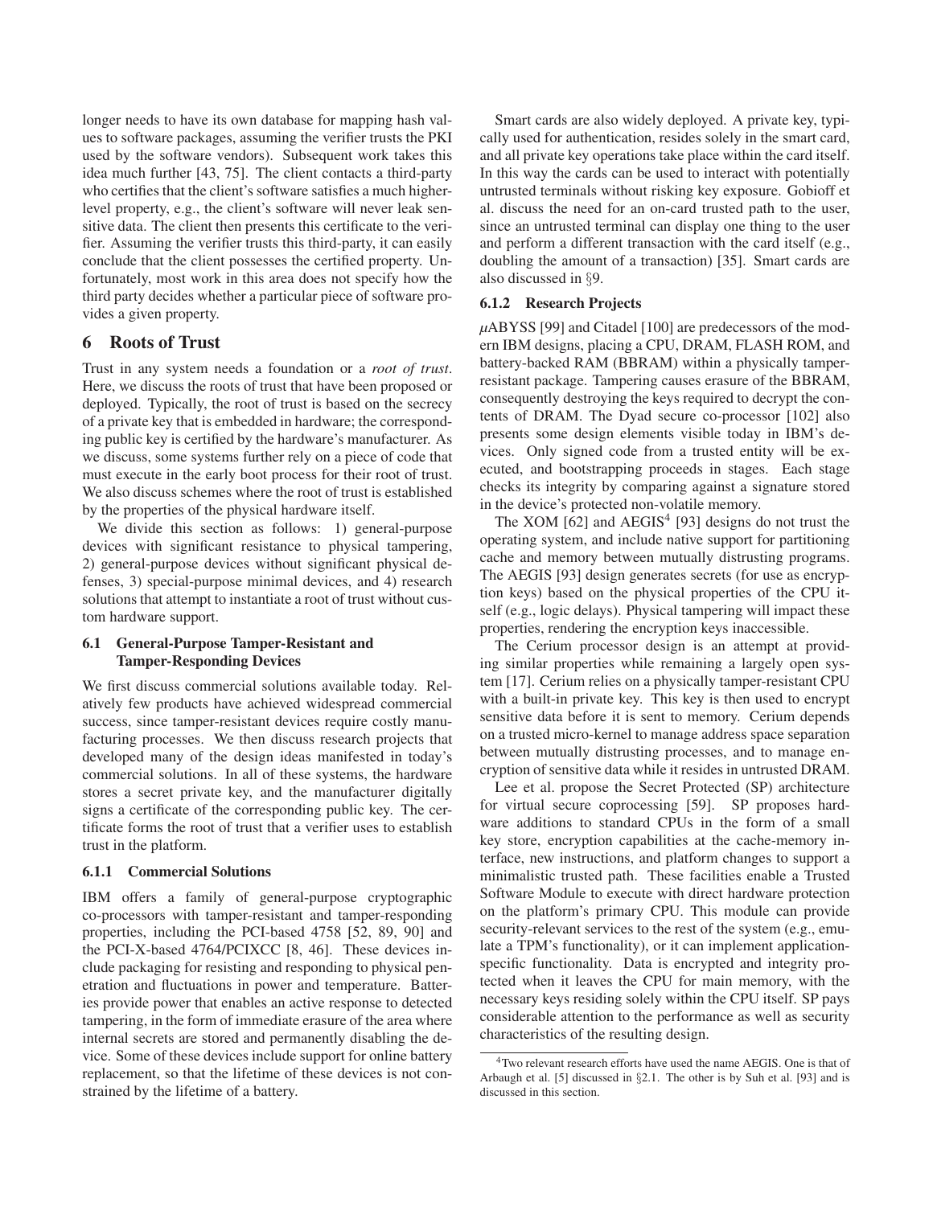longer needs to have its own database for mapping hash values to software packages, assuming the verifier trusts the PKI used by the software vendors). Subsequent work takes this idea much further [43, 75]. The client contacts a third-party who certifies that the client's software satisfies a much higher-level property, e.g., the client's software will never leak sensitive data. The client then presents this certificate to the verifier. Assuming the verifier trusts this third-party, it can easily conclude that the client possesses the certified property. Unfortunately, most work in this area does not specify how the third party decides whether a particular piece of software provides a given property.

# 6 Roots of Trust

Trust in any system needs a foundation or a *root of trust*. Here, we discuss the roots of trust that have been proposed or deployed. Typically, the root of trust is based on the secrecy of a private key that is embedded in hardware; the corresponding public key is certified by the hardware's manufacturer. As we discuss, some systems further rely on a piece of code that must execute in the early boot process for their root of trust. We also discuss schemes where the root of trust is established by the properties of the physical hardware itself.

We divide this section as follows: 1) general-purpose devices with significant resistance to physical tampering, 2) general-purpose devices without significant physical defenses, 3) special-purpose minimal devices, and 4) research solutions that attempt to instantiate a root of trust without custom hardware support.

## 6.1 General-Purpose Tamper-Resistant and Tamper-Responding Devices

We first discuss commercial solutions available today. Relatively few products have achieved widespread commercial success, since tamper-resistant devices require costly manufacturing processes. We then discuss research projects that developed many of the design ideas manifested in today's commercial solutions. In all of these systems, the hardware stores a secret private key, and the manufacturer digitally signs a certificate of the corresponding public key. The certificate forms the root of trust that a verifier uses to establish trust in the platform.

### 6.1.1 Commercial Solutions

IBM offers a family of general-purpose cryptographic co-processors with tamper-resistant and tamper-responding properties, including the PCI-based 4758 [52, 89, 90] and the PCI-X-based 4764/PCIXCC [8, 46]. These devices include packaging for resisting and responding to physical penetration and fluctuations in power and temperature. Batteries provide power that enables an active response to detected tampering, in the form of immediate erasure of the area where internal secrets are stored and permanently disabling the device. Some of these devices include support for online battery replacement, so that the lifetime of these devices is not constrained by the lifetime of a battery.

Smart cards are also widely deployed. A private key, typically used for authentication, resides solely in the smart card, and all private key operations take place within the card itself. In this way the cards can be used to interact with potentially untrusted terminals without risking key exposure. Gobioff et al. discuss the need for an on-card trusted path to the user, since an untrusted terminal can display one thing to the user and perform a different transaction with the card itself (e.g., doubling the amount of a transaction) [35]. Smart cards are also discussed in §9.

### 6.1.2 Research Projects

$\mu$ABYSS [99] and Citadel [100] are predecessors of the modern IBM designs, placing a CPU, DRAM, FLASH ROM, and battery-backed RAM (BBRAM) within a physically tamper-resistant package. Tampering causes erasure of the BBRAM, consequently destroying the keys required to decrypt the contents of DRAM. The Dyad secure co-processor [102] also presents some design elements visible today in IBM's devices. Only signed code from a trusted entity will be executed, and bootstrapping proceeds in stages. Each stage checks its integrity by comparing against a signature stored in the device's protected non-volatile memory.

The XOM [62] and AEGIS[4] [93] designs do not trust the operating system, and include native support for partitioning cache and memory between mutually distrusting programs. The AEGIS [93] design generates secrets (for use as encryption keys) based on the physical properties of the CPU itself (e.g., logic delays). Physical tampering will impact these properties, rendering the encryption keys inaccessible.

The Cerium processor design is an attempt at providing similar properties while remaining a largely open system [17]. Cerium relies on a physically tamper-resistant CPU with a built-in private key. This key is then used to encrypt sensitive data before it is sent to memory. Cerium depends on a trusted micro-kernel to manage address space separation between mutually distrusting processes, and to manage encryption of sensitive data while it resides in untrusted DRAM.

Lee et al. propose the Secret Protected (SP) architecture for virtual secure coprocessing [59]. SP proposes hardware additions to standard CPUs in the form of a small key store, encryption capabilities at the cache-memory interface, new instructions, and platform changes to support a minimalistic trusted path. These facilities enable a Trusted Software Module to execute with direct hardware protection on the platform's primary CPU. This module can provide security-relevant services to the rest of the system (e.g., emulate a TPM's functionality), or it can implement application-specific functionality. Data is encrypted and integrity protected when it leaves the CPU for main memory, with the necessary keys residing solely within the CPU itself. SP pays considerable attention to the performance as well as security characteristics of the resulting design.

[4] Two relevant research efforts have used the name AEGIS. One is that of Arbaugh et al. [5] discussed in §2.1. The other is by Suh et al. [93] and is discussed in this section.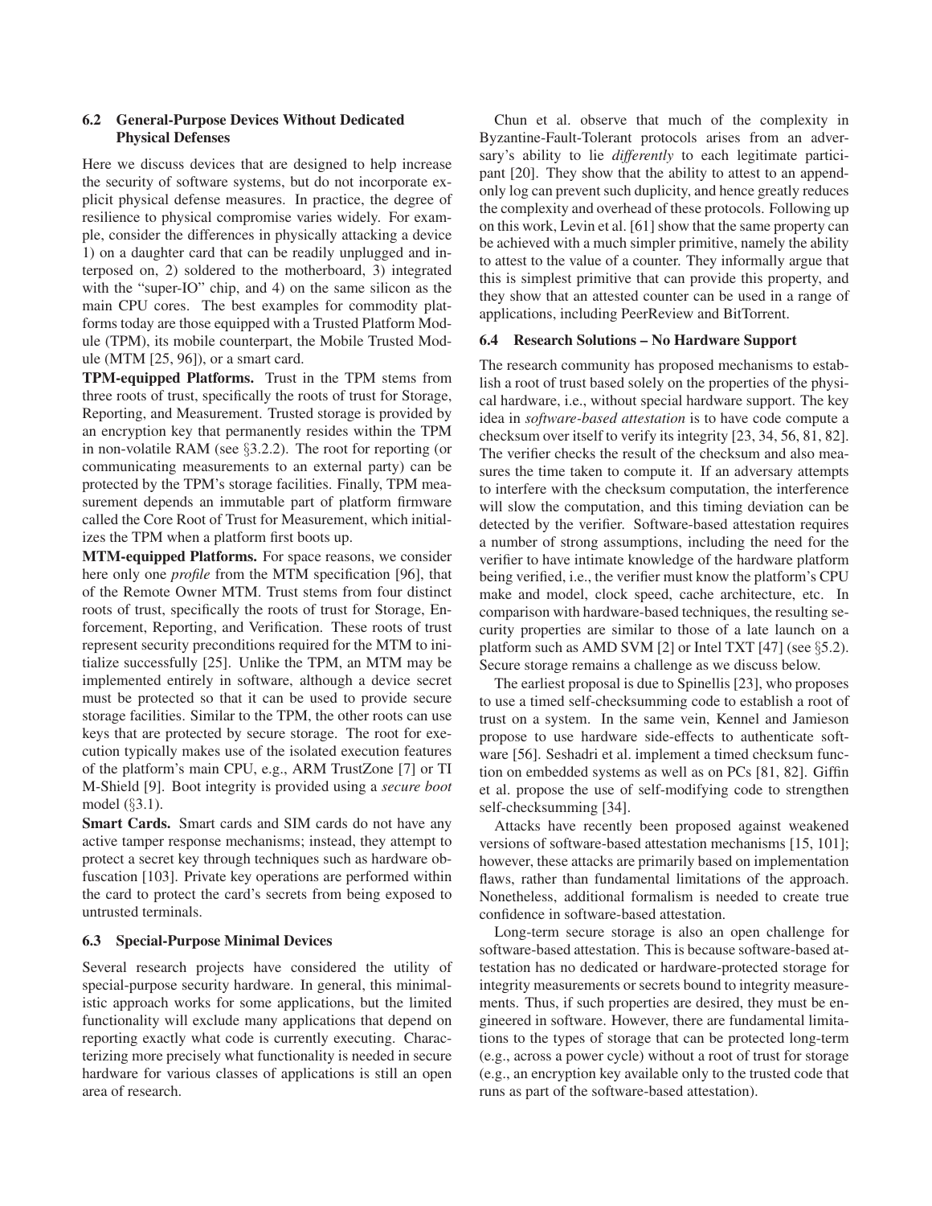### 6.2 General-Purpose Devices Without Dedicated Physical Defenses

Here we discuss devices that are designed to help increase the security of software systems, but do not incorporate explicit physical defense measures. In practice, the degree of resilience to physical compromise varies widely. For example, consider the differences in physically attacking a device 1) on a daughter card that can be readily unplugged and interposed on, 2) soldered to the motherboard, 3) integrated with the "super-IO" chip, and 4) on the same silicon as the main CPU cores. The best examples for commodity platforms today are those equipped with a Trusted Platform Module (TPM), its mobile counterpart, the Mobile Trusted Module (MTM [25, 96]), or a smart card.

**TPM-equipped Platforms.** Trust in the TPM stems from three roots of trust, specifically the roots of trust for Storage, Reporting, and Measurement. Trusted storage is provided by an encryption key that permanently resides within the TPM in non-volatile RAM (see §3.2.2). The root for reporting (or communicating measurements to an external party) can be protected by the TPM's storage facilities. Finally, TPM measurement depends an immutable part of platform firmware called the Core Root of Trust for Measurement, which initializes the TPM when a platform first boots up.

**MTM-equipped Platforms.** For space reasons, we consider here only one *profile* from the MTM specification [96], that of the Remote Owner MTM. Trust stems from four distinct roots of trust, specifically the roots of trust for Storage, Enforcement, Reporting, and Verification. These roots of trust represent security preconditions required for the MTM to initialize successfully [25]. Unlike the TPM, an MTM may be implemented entirely in software, although a device secret must be protected so that it can be used to provide secure storage facilities. Similar to the TPM, the other roots can use keys that are protected by secure storage. The root for execution typically makes use of the isolated execution features of the platform's main CPU, e.g., ARM TrustZone [7] or TI M-Shield [9]. Boot integrity is provided using a *secure boot* model (§3.1).

**Smart Cards.** Smart cards and SIM cards do not have any active tamper response mechanisms; instead, they attempt to protect a secret key through techniques such as hardware obfuscation [103]. Private key operations are performed within the card to protect the card's secrets from being exposed to untrusted terminals.

### 6.3 Special-Purpose Minimal Devices

Several research projects have considered the utility of special-purpose security hardware. In general, this minimalistic approach works for some applications, but the limited functionality will exclude many applications that depend on reporting exactly what code is currently executing. Characterizing more precisely what functionality is needed in secure hardware for various classes of applications is still an open area of research.

Chun et al. observe that much of the complexity in Byzantine-Fault-Tolerant protocols arises from an adversary's ability to lie *differently* to each legitimate participant [20]. They show that the ability to attest to an append-only log can prevent such duplicity, and hence greatly reduces the complexity and overhead of these protocols. Following up on this work, Levin et al. [61] show that the same property can be achieved with a much simpler primitive, namely the ability to attest to the value of a counter. They informally argue that this is simplest primitive that can provide this property, and they show that an attested counter can be used in a range of applications, including PeerReview and BitTorrent.

### 6.4 Research Solutions – No Hardware Support

The research community has proposed mechanisms to establish a root of trust based solely on the properties of the physical hardware, i.e., without special hardware support. The key idea in *software-based attestation* is to have code compute a checksum over itself to verify its integrity [23, 34, 56, 81, 82]. The verifier checks the result of the checksum and also measures the time taken to compute it. If an adversary attempts to interfere with the checksum computation, the interference will slow the computation, and this timing deviation can be detected by the verifier. Software-based attestation requires a number of strong assumptions, including the need for the verifier to have intimate knowledge of the hardware platform being verified, i.e., the verifier must know the platform's CPU make and model, clock speed, cache architecture, etc. In comparison with hardware-based techniques, the resulting security properties are similar to those of a late launch on a platform such as AMD SVM [2] or Intel TXT [47] (see §5.2). Secure storage remains a challenge as we discuss below.

The earliest proposal is due to Spinellis [23], who proposes to use a timed self-checksumming code to establish a root of trust on a system. In the same vein, Kennel and Jamieson propose to use hardware side-effects to authenticate software [56]. Seshadri et al. implement a timed checksum function on embedded systems as well as on PCs [81, 82]. Giffin et al. propose the use of self-modifying code to strengthen self-checksumming [34].

Attacks have recently been proposed against weakened versions of software-based attestation mechanisms [15, 101]; however, these attacks are primarily based on implementation flaws, rather than fundamental limitations of the approach. Nonetheless, additional formalism is needed to create true confidence in software-based attestation.

Long-term secure storage is also an open challenge for software-based attestation. This is because software-based attestation has no dedicated or hardware-protected storage for integrity measurements or secrets bound to integrity measurements. Thus, if such properties are desired, they must be engineered in software. However, there are fundamental limitations to the types of storage that can be protected long-term (e.g., across a power cycle) without a root of trust for storage (e.g., an encryption key available only to the trusted code that runs as part of the software-based attestation).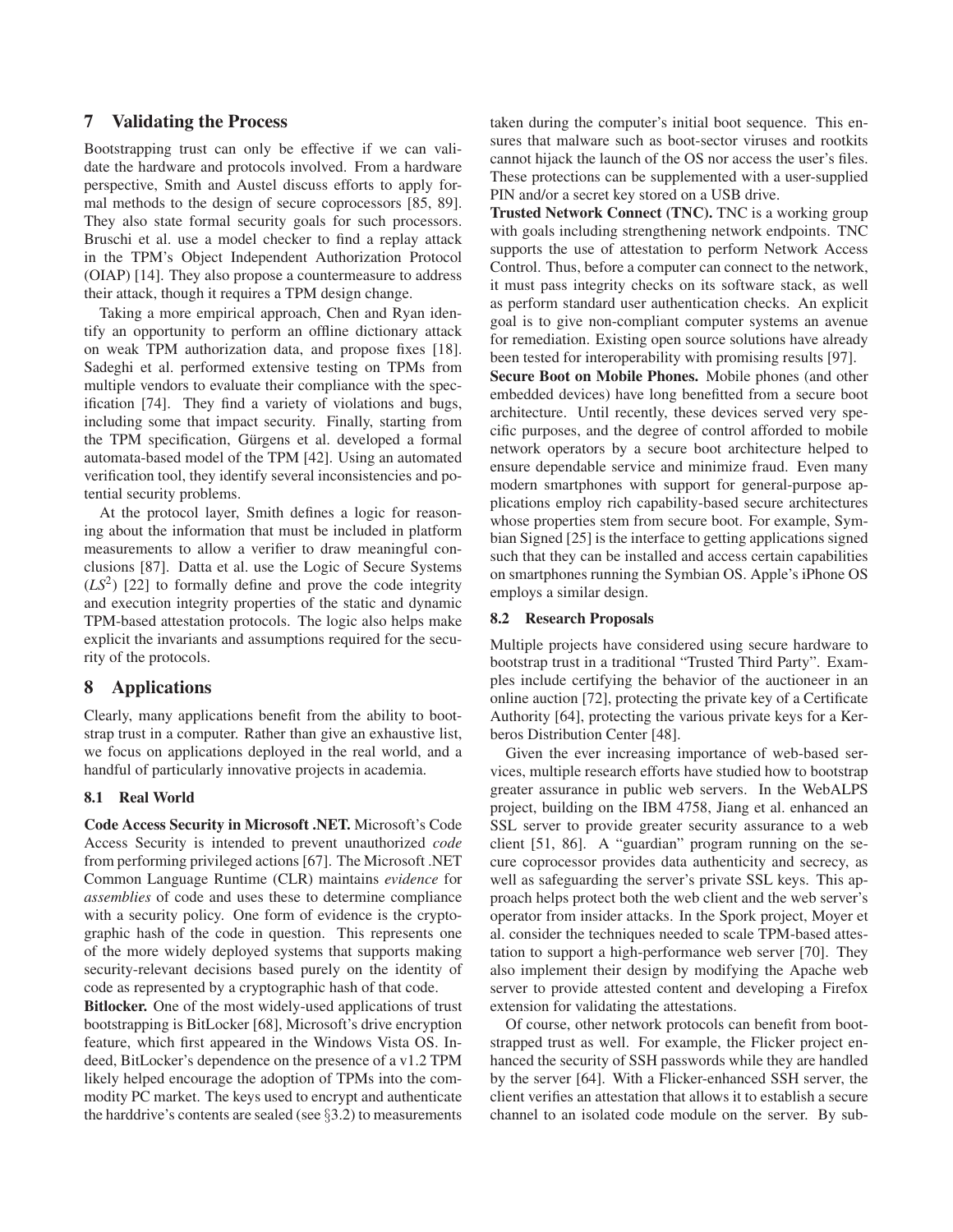## 7 Validating the Process

Bootstrapping trust can only be effective if we can validate the hardware and protocols involved. From a hardware perspective, Smith and Austel discuss efforts to apply formal methods to the design of secure coprocessors [85, 89]. They also state formal security goals for such processors. Bruschi et al. use a model checker to find a replay attack in the TPM's Object Independent Authorization Protocol (OIAP) [14]. They also propose a countermeasure to address their attack, though it requires a TPM design change.

Taking a more empirical approach, Chen and Ryan identify an opportunity to perform an offline dictionary attack on weak TPM authorization data, and propose fixes [18]. Sadeghi et al. performed extensive testing on TPMs from multiple vendors to evaluate their compliance with the specification [74]. They find a variety of violations and bugs, including some that impact security. Finally, starting from the TPM specification, Gürgens et al. developed a formal automata-based model of the TPM [42]. Using an automated verification tool, they identify several inconsistencies and potential security problems.

At the protocol layer, Smith defines a logic for reasoning about the information that must be included in platform measurements to allow a verifier to draw meaningful conclusions [87]. Datta et al. use the Logic of Secure Systems ($LS^2$) [22] to formally define and prove the code integrity and execution integrity properties of the static and dynamic TPM-based attestation protocols. The logic also helps make explicit the invariants and assumptions required for the security of the protocols.

## 8 Applications

Clearly, many applications benefit from the ability to bootstrap trust in a computer. Rather than give an exhaustive list, we focus on applications deployed in the real world, and a handful of particularly innovative projects in academia.

### 8.1 Real World

**Code Access Security in Microsoft .NET.** Microsoft's Code Access Security is intended to prevent unauthorized *code* from performing privileged actions [67]. The Microsoft .NET Common Language Runtime (CLR) maintains *evidence* for *assemblies* of code and uses these to determine compliance with a security policy. One form of evidence is the cryptographic hash of the code in question. This represents one of the more widely deployed systems that supports making security-relevant decisions based purely on the identity of code as represented by a cryptographic hash of that code.

**Bitlocker.** One of the most widely-used applications of trust bootstrapping is BitLocker [68], Microsoft's drive encryption feature, which first appeared in the Windows Vista OS. Indeed, BitLocker's dependence on the presence of a v1.2 TPM likely helped encourage the adoption of TPMs into the commodity PC market. The keys used to encrypt and authenticate the harddrive's contents are sealed (see §3.2) to measurements taken during the computer's initial boot sequence. This ensures that malware such as boot-sector viruses and rootkits cannot hijack the launch of the OS nor access the user's files. These protections can be supplemented with a user-supplied PIN and/or a secret key stored on a USB drive.

**Trusted Network Connect (TNC).** TNC is a working group with goals including strengthening network endpoints. TNC supports the use of attestation to perform Network Access Control. Thus, before a computer can connect to the network, it must pass integrity checks on its software stack, as well as perform standard user authentication checks. An explicit goal is to give non-compliant computer systems an avenue for remediation. Existing open source solutions have already been tested for interoperability with promising results [97].

**Secure Boot on Mobile Phones.** Mobile phones (and other embedded devices) have long benefitted from a secure boot architecture. Until recently, these devices served very specific purposes, and the degree of control afforded to mobile network operators by a secure boot architecture helped to ensure dependable service and minimize fraud. Even many modern smartphones with support for general-purpose applications employ rich capability-based secure architectures whose properties stem from secure boot. For example, Symbian Signed [25] is the interface to getting applications signed such that they can be installed and access certain capabilities on smartphones running the Symbian OS. Apple's iPhone OS employs a similar design.

### 8.2 Research Proposals

Multiple projects have considered using secure hardware to bootstrap trust in a traditional "Trusted Third Party". Examples include certifying the behavior of the auctioneer in an online auction [72], protecting the private key of a Certificate Authority [64], protecting the various private keys for a Kerberos Distribution Center [48].

Given the ever increasing importance of web-based services, multiple research efforts have studied how to bootstrap greater assurance in public web servers. In the WebALPS project, building on the IBM 4758, Jiang et al. enhanced an SSL server to provide greater security assurance to a web client [51, 86]. A "guardian" program running on the secure coprocessor provides data authenticity and secrecy, as well as safeguarding the server's private SSL keys. This approach helps protect both the web client and the web server's operator from insider attacks. In the Spork project, Moyer et al. consider the techniques needed to scale TPM-based attestation to support a high-performance web server [70]. They also implement their design by modifying the Apache web server to provide attested content and developing a Firefox extension for validating the attestations.

Of course, other network protocols can benefit from bootstrapped trust as well. For example, the Flicker project enhanced the security of SSH passwords while they are handled by the server [64]. With a Flicker-enhanced SSH server, the client verifies an attestation that allows it to establish a secure channel to an isolated code module on the server. By sub-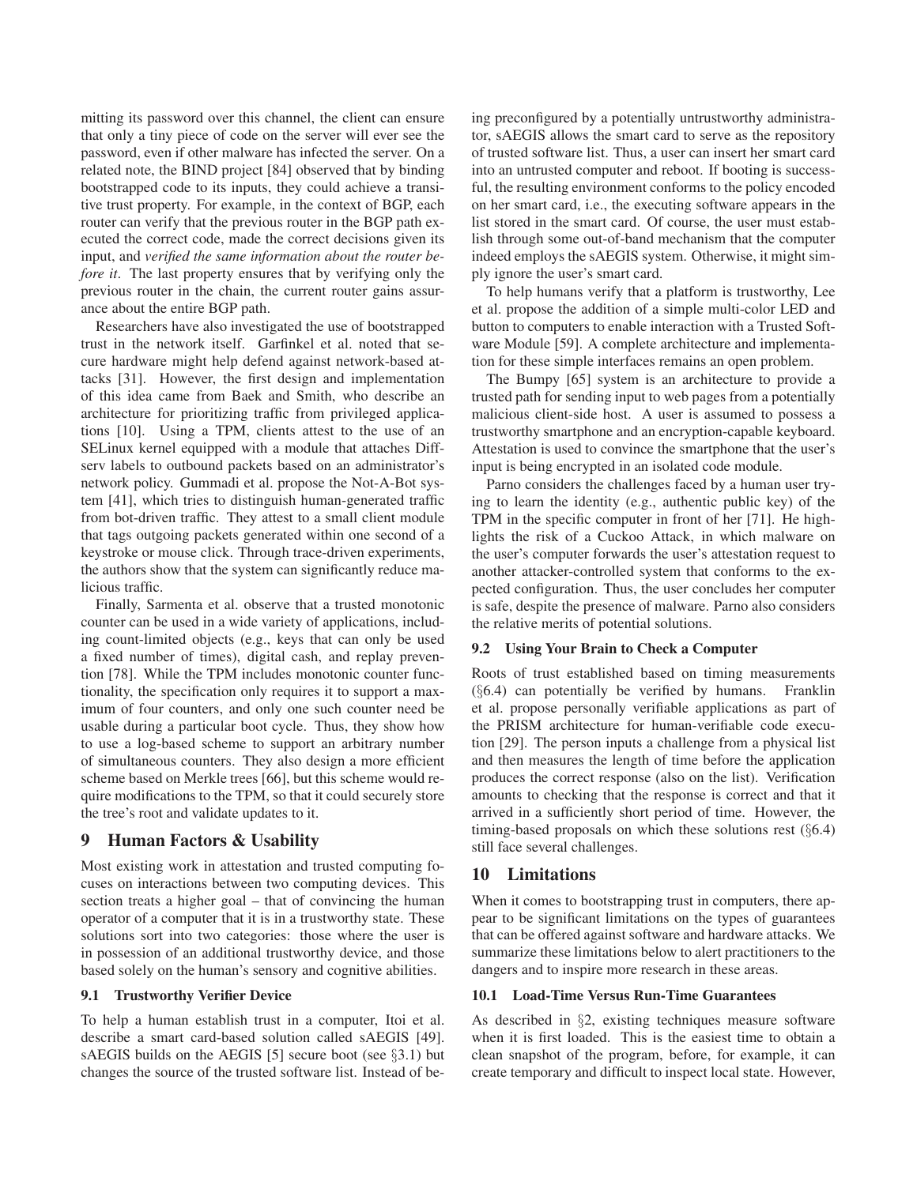mitting its password over this channel, the client can ensure that only a tiny piece of code on the server will ever see the password, even if other malware has infected the server. On a related note, the BIND project [84] observed that by binding bootstrapped code to its inputs, they could achieve a transitive trust property. For example, in the context of BGP, each router can verify that the previous router in the BGP path executed the correct code, made the correct decisions given its input, and *verified the same information about the router before it*. The last property ensures that by verifying only the previous router in the chain, the current router gains assurance about the entire BGP path.

Researchers have also investigated the use of bootstrapped trust in the network itself. Garfinkel et al. noted that secure hardware might help defend against network-based attacks [31]. However, the first design and implementation of this idea came from Baek and Smith, who describe an architecture for prioritizing traffic from privileged applications [10]. Using a TPM, clients attest to the use of an SELinux kernel equipped with a module that attaches Diffserv labels to outbound packets based on an administrator's network policy. Gummadi et al. propose the Not-A-Bot system [41], which tries to distinguish human-generated traffic from bot-driven traffic. They attest to a small client module that tags outgoing packets generated within one second of a keystroke or mouse click. Through trace-driven experiments, the authors show that the system can significantly reduce malicious traffic.

Finally, Sarmenta et al. observe that a trusted monotonic counter can be used in a wide variety of applications, including count-limited objects (e.g., keys that can only be used a fixed number of times), digital cash, and replay prevention [78]. While the TPM includes monotonic counter functionality, the specification only requires it to support a maximum of four counters, and only one such counter need be usable during a particular boot cycle. Thus, they show how to use a log-based scheme to support an arbitrary number of simultaneous counters. They also design a more efficient scheme based on Merkle trees [66], but this scheme would require modifications to the TPM, so that it could securely store the tree's root and validate updates to it.

## 9 Human Factors & Usability

Most existing work in attestation and trusted computing focuses on interactions between two computing devices. This section treats a higher goal – that of convincing the human operator of a computer that it is in a trustworthy state. These solutions sort into two categories: those where the user is in possession of an additional trustworthy device, and those based solely on the human's sensory and cognitive abilities.

### 9.1 Trustworthy Verifier Device

To help a human establish trust in a computer, Itoi et al. describe a smart card-based solution called sAEGIS [49]. sAEGIS builds on the AEGIS [5] secure boot (see §3.1) but changes the source of the trusted software list. Instead of being preconfigured by a potentially untrustworthy administrator, sAEGIS allows the smart card to serve as the repository of trusted software list. Thus, a user can insert her smart card into an untrusted computer and reboot. If booting is successful, the resulting environment conforms to the policy encoded on her smart card, i.e., the executing software appears in the list stored in the smart card. Of course, the user must establish through some out-of-band mechanism that the computer indeed employs the sAEGIS system. Otherwise, it might simply ignore the user's smart card.

To help humans verify that a platform is trustworthy, Lee et al. propose the addition of a simple multi-color LED and button to computers to enable interaction with a Trusted Software Module [59]. A complete architecture and implementation for these simple interfaces remains an open problem.

The Bumpy [65] system is an architecture to provide a trusted path for sending input to web pages from a potentially malicious client-side host. A user is assumed to possess a trustworthy smartphone and an encryption-capable keyboard. Attestation is used to convince the smartphone that the user's input is being encrypted in an isolated code module.

Parno considers the challenges faced by a human user trying to learn the identity (e.g., authentic public key) of the TPM in the specific computer in front of her [71]. He highlights the risk of a Cuckoo Attack, in which malware on the user's computer forwards the user's attestation request to another attacker-controlled system that conforms to the expected configuration. Thus, the user concludes her computer is safe, despite the presence of malware. Parno also considers the relative merits of potential solutions.

### 9.2 Using Your Brain to Check a Computer

Roots of trust established based on timing measurements (§6.4) can potentially be verified by humans. Franklin et al. propose personally verifiable applications as part of the PRISM architecture for human-verifiable code execution [29]. The person inputs a challenge from a physical list and then measures the length of time before the application produces the correct response (also on the list). Verification amounts to checking that the response is correct and that it arrived in a sufficiently short period of time. However, the timing-based proposals on which these solutions rest (§6.4) still face several challenges.

## 10 Limitations

When it comes to bootstrapping trust in computers, there appear to be significant limitations on the types of guarantees that can be offered against software and hardware attacks. We summarize these limitations below to alert practitioners to the dangers and to inspire more research in these areas.

### 10.1 Load-Time Versus Run-Time Guarantees

As described in §2, existing techniques measure software when it is first loaded. This is the easiest time to obtain a clean snapshot of the program, before, for example, it can create temporary and difficult to inspect local state. However,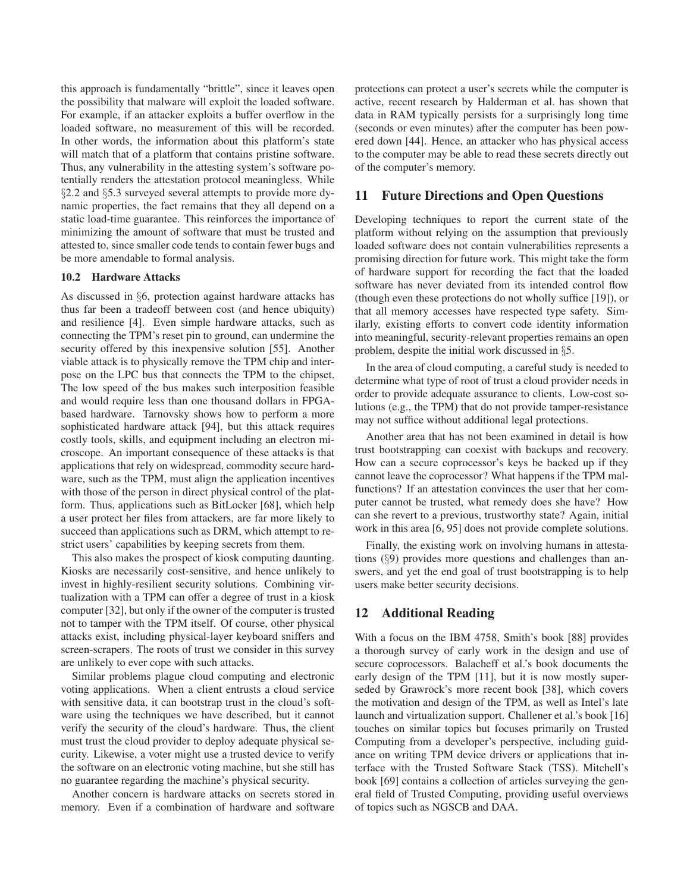this approach is fundamentally "brittle", since it leaves open the possibility that malware will exploit the loaded software. For example, if an attacker exploits a buffer overflow in the loaded software, no measurement of this will be recorded. In other words, the information about this platform's state will match that of a platform that contains pristine software. Thus, any vulnerability in the attesting system's software potentially renders the attestation protocol meaningless. While §2.2 and §5.3 surveyed several attempts to provide more dynamic properties, the fact remains that they all depend on a static load-time guarantee. This reinforces the importance of minimizing the amount of software that must be trusted and attested to, since smaller code tends to contain fewer bugs and be more amendable to formal analysis.

### 10.2 Hardware Attacks

As discussed in §6, protection against hardware attacks has thus far been a tradeoff between cost (and hence ubiquity) and resilience [4]. Even simple hardware attacks, such as connecting the TPM's reset pin to ground, can undermine the security offered by this inexpensive solution [55]. Another viable attack is to physically remove the TPM chip and interpose on the LPC bus that connects the TPM to the chipset. The low speed of the bus makes such interposition feasible and would require less than one thousand dollars in FPGA-based hardware. Tarnovsky shows how to perform a more sophisticated hardware attack [94], but this attack requires costly tools, skills, and equipment including an electron microscope. An important consequence of these attacks is that applications that rely on widespread, commodity secure hardware, such as the TPM, must align the application incentives with those of the person in direct physical control of the platform. Thus, applications such as BitLocker [68], which help a user protect her files from attackers, are far more likely to succeed than applications such as DRM, which attempt to restrict users' capabilities by keeping secrets from them.

This also makes the prospect of kiosk computing daunting. Kiosks are necessarily cost-sensitive, and hence unlikely to invest in highly-resilient security solutions. Combining virtualization with a TPM can offer a degree of trust in a kiosk computer [32], but only if the owner of the computer is trusted not to tamper with the TPM itself. Of course, other physical attacks exist, including physical-layer keyboard sniffers and screen-scrapers. The roots of trust we consider in this survey are unlikely to ever cope with such attacks.

Similar problems plague cloud computing and electronic voting applications. When a client entrusts a cloud service with sensitive data, it can bootstrap trust in the cloud's software using the techniques we have described, but it cannot verify the security of the cloud's hardware. Thus, the client must trust the cloud provider to deploy adequate physical security. Likewise, a voter might use a trusted device to verify the software on an electronic voting machine, but she still has no guarantee regarding the machine's physical security.

Another concern is hardware attacks on secrets stored in memory. Even if a combination of hardware and software protections can protect a user's secrets while the computer is active, recent research by Halderman et al. has shown that data in RAM typically persists for a surprisingly long time (seconds or even minutes) after the computer has been powered down [44]. Hence, an attacker who has physical access to the computer may be able to read these secrets directly out of the computer's memory.

## 11 Future Directions and Open Questions

Developing techniques to report the current state of the platform without relying on the assumption that previously loaded software does not contain vulnerabilities represents a promising direction for future work. This might take the form of hardware support for recording the fact that the loaded software has never deviated from its intended control flow (though even these protections do not wholly suffice [19]), or that all memory accesses have respected type safety. Similarly, existing efforts to convert code identity information into meaningful, security-relevant properties remains an open problem, despite the initial work discussed in §5.

In the area of cloud computing, a careful study is needed to determine what type of root of trust a cloud provider needs in order to provide adequate assurance to clients. Low-cost solutions (e.g., the TPM) that do not provide tamper-resistance may not suffice without additional legal protections.

Another area that has not been examined in detail is how trust bootstrapping can coexist with backups and recovery. How can a secure coprocessor's keys be backed up if they cannot leave the coprocessor? What happens if the TPM malfunctions? If an attestation convinces the user that her computer cannot be trusted, what remedy does she have? How can she revert to a previous, trustworthy state? Again, initial work in this area [6, 95] does not provide complete solutions.

Finally, the existing work on involving humans in attestations (§9) provides more questions and challenges than answers, and yet the end goal of trust bootstrapping is to help users make better security decisions.

## 12 Additional Reading

With a focus on the IBM 4758, Smith's book [88] provides a thorough survey of early work in the design and use of secure coprocessors. Balacheff et al.'s book documents the early design of the TPM [11], but it is now mostly superseded by Grawrock's more recent book [38], which covers the motivation and design of the TPM, as well as Intel's late launch and virtualization support. Challener et al.'s book [16] touches on similar topics but focuses primarily on Trusted Computing from a developer's perspective, including guidance on writing TPM device drivers or applications that interface with the Trusted Software Stack (TSS). Mitchell's book [69] contains a collection of articles surveying the general field of Trusted Computing, providing useful overviews of topics such as NGSCB and DAA.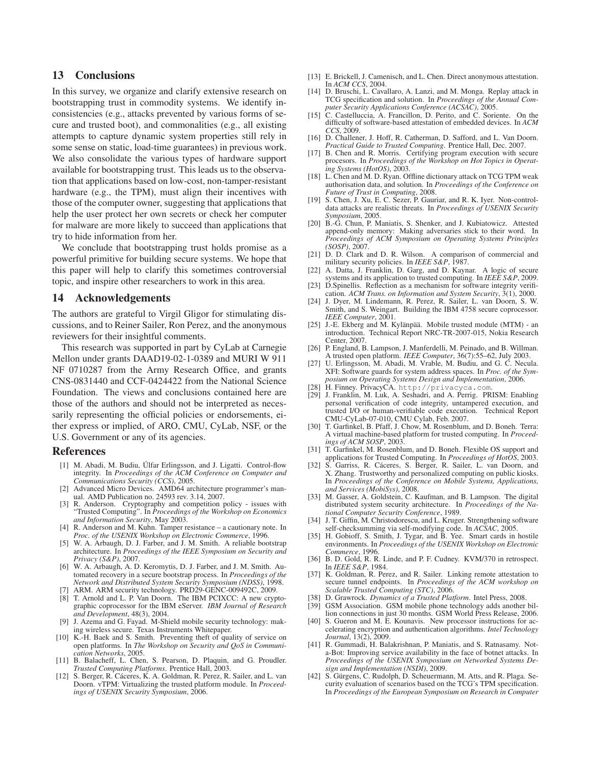## 13 Conclusions

In this survey, we organize and clarify extensive research on bootstrapping trust in commodity systems. We identify inconsistencies (e.g., attacks prevented by various forms of secure and trusted boot), and commonalities (e.g., all existing attempts to capture dynamic system properties still rely in some sense on static, load-time guarantees) in previous work. We also consolidate the various types of hardware support available for bootstrapping trust. This leads us to the observation that applications based on low-cost, non-tamper-resistant hardware (e.g., the TPM), must align their incentives with those of the computer owner, suggesting that applications that help the user protect her own secrets or check her computer for malware are more likely to succeed than applications that try to hide information from her.

We conclude that bootstrapping trust holds promise as a powerful primitive for building secure systems. We hope that this paper will help to clarify this sometimes controversial topic, and inspire other researchers to work in this area.

## 14 Acknowledgements

The authors are grateful to Virgil Gligor for stimulating discussions, and to Reiner Sailer, Ron Perez, and the anonymous reviewers for their insightful comments.

This research was supported in part by CyLab at Carnegie Mellon under grants DAAD19-02-1-0389 and MURI W 911 NF 0710287 from the Army Research Office, and grants CNS-0831440 and CCF-0424422 from the National Science Foundation. The views and conclusions contained here are those of the authors and should not be interpreted as necessarily representing the official policies or endorsements, either express or implied, of ARO, CMU, CyLab, NSF, or the U.S. Government or any of its agencies.

## References

[1] M. Abadi, M. Budiu, Úlfar Erlingsson, and J. Ligatti. Control-flow integrity. In *Proceedings of the ACM Conference on Computer and Communications Security (CCS)*, 2005.

[2] Advanced Micro Devices. AMD64 architecture programmer's manual. AMD Publication no. 24593 rev. 3.14, 2007.

[3] R. Anderson. Cryptography and competition policy - issues with "Trusted Computing". In *Proceedings of the Workshop on Economics and Information Security*, May 2003.

[4] R. Anderson and M. Kuhn. Tamper resistance – a cautionary note. In *Proc. of the USENIX Workshop on Electronic Commerce*, 1996.

[5] W. A. Arbaugh, D. J. Farber, and J. M. Smith. A reliable bootstrap architecture. In *Proceedings of the IEEE Symposium on Security and Privacy (S&P)*, 2007.

[6] W. A. Arbaugh, A. D. Keromytis, D. J. Farber, and J. M. Smith. Automated recovery in a secure bootstrap process. In *Proceedings of the Network and Distributed System Security Symposium (NDSS)*, 1998.

[7] ARM. ARM security technology. PRD29-GENC-009492C, 2009.

[8] T. Arnold and L. P. Van Doorn. The IBM PCIXCC: A new cryptographic coprocessor for the IBM eServer. *IBM Journal of Research and Development*, 48(3), 2004.

[9] J. Azema and G. Fayad. M-Shield mobile security technology: making wireless secure. Texas Instruments Whitepaper.

[10] K.-H. Baek and S. Smith. Preventing theft of quality of service on open platforms. In *The Workshop on Security and QoS in Communication Networks*, 2005.

[11] B. Balacheff, L. Chen, S. Pearson, D. Plaquin, and G. Proudler. *Trusted Computing Platforms*. Prentice Hall, 2003.

[12] S. Berger, R. Cáceres, K. A. Goldman, R. Perez, R. Sailer, and L. van Doorn. vTPM: Virtualizing the trusted platform module. In *Proceedings of USENIX Security Symposium*, 2006.

[13] E. Brickell, J. Camenisch, and L. Chen. Direct anonymous attestation. In *ACM CCS*, 2004.

[14] D. Bruschi, L. Cavallaro, A. Lanzi, and M. Monga. Replay attack in TCG specification and solution. In *Proceedings of the Annual Computer Security Applications Conference (ACSAC)*, 2005.

[15] C. Castelluccia, A. Francillon, D. Perito, and C. Soriente. On the difficulty of software-based attestation of embedded devices. In *ACM CCS*, 2009.

[16] D. Challener, J. Hoff, R. Catherman, D. Safford, and L. Van Doorn. *Practical Guide to Trusted Computing*. Prentice Hall, Dec. 2007.

[17] B. Chen and R. Morris. Certifying program execution with secure procesors. In *Proceedings of the Workshop on Hot Topics in Operating Systems (HotOS)*, 2003.

[18] L. Chen and M. D. Ryan. Offline dictionary attack on TCG TPM weak authorisation data, and solution. In *Proceedings of the Conference on Future of Trust in Computing*, 2008.

[19] S. Chen, J. Xu, E. C. Sezer, P. Gauriar, and R. K. Iyer. Non-control-data attacks are realistic threats. In *Proceedings of USENIX Security Symposium*, 2005.

[20] B.-G. Chun, P. Maniatis, S. Shenker, and J. Kubiatowicz. Attested append-only memory: Making adversaries stick to their word. In *Proceedings of ACM Symposium on Operating Systems Principles (SOSP)*, 2007.

[21] D. D. Clark and D. R. Wilson. A comparison of commercial and military security policies. In *IEEE S&P*, 1987.

[22] A. Datta, J. Franklin, D. Garg, and D. Kaynar. A logic of secure systems and its application to trusted computing. In *IEEE S&P*, 2009.

[23] D.Spinellis. Reflection as a mechanism for software integrity verification. *ACM Trans. on Information and System Security*, 3(1), 2000.

[24] J. Dyer, M. Lindemann, R. Perez, R. Sailer, L. van Doorn, S. W. Smith, and S. Weingart. Building the IBM 4758 secure coprocessor. *IEEE Computer*, 2001.

[25] J.-E. Ekberg and M. Kylänpää. Mobile trusted module (MTM) - an introduction. Technical Report NRC-TR-2007-015, Nokia Research Center, 2007.

[26] P. England, B. Lampson, J. Manferdelli, M. Peinado, and B. Willman. A trusted open platform. *IEEE Computer*, 36(7):55–62, July 2003.

[27] U. Erlingsson, M. Abadi, M. Vrable, M. Budiu, and G. C. Necula. XFI: Software guards for system address spaces. In *Proc. of the Symposium on Operating Systems Design and Implementation*, 2006.

[28] H. Finney. PrivacyCA. `http://privacyca.com`.

[29] J. Franklin, M. Luk, A. Seshadri, and A. Perrig. PRISM: Enabling personal verification of code integrity, untampered execution, and trusted I/O or human-verifiable code execution. Technical Report CMU-CyLab-07-010, CMU Cylab, Feb. 2007.

[30] T. Garfinkel, B. Pfaff, J. Chow, M. Rosenblum, and D. Boneh. Terra: A virtual machine-based platform for trusted computing. In *Proceedings of ACM SOSP*, 2003.

[31] T. Garfinkel, M. Rosenblum, and D. Boneh. Flexible OS support and applications for Trusted Computing. In *Proceedings of HotOS*, 2003.

[32] S. Garriss, R. Cáceres, S. Berger, R. Sailer, L. van Doorn, and X. Zhang. Trustworthy and personalized computing on public kiosks. In *Proceedings of the Conference on Mobile Systems, Applications, and Services (MobiSys)*, 2008.

[33] M. Gasser, A. Goldstein, C. Kaufman, and B. Lampson. The digital distributed system security architecture. In *Proceedings of the National Computer Security Conference*, 1989.

[34] J. T. Giffin, M. Christodorescu, and L. Kruger. Strengthening software self-checksumming via self-modifying code. In *ACSAC*, 2005.

[35] H. Gobioff, S. Smith, J. Tygar, and B. Yee. Smart cards in hostile environments. In *Proceedings of the USENIX Workshop on Electronic Commerce*, 1996.

[36] B. D. Gold, R. R. Linde, and P. F. Cudney. KVM/370 in retrospect. In *IEEE S&P*, 1984.

[37] K. Goldman, R. Perez, and R. Sailer. Linking remote attestation to secure tunnel endpoints. In *Proceedings of the ACM workshop on Scalable Trusted Computing (STC)*, 2006.

[38] D. Grawrock. *Dynamics of a Trusted Platform*. Intel Press, 2008.

[39] GSM Association. GSM mobile phone technology adds another billion connections in just 30 months. GSM World Press Release, 2006.

[40] S. Gueron and M. E. Kounavis. New processor instructions for accelerating encryption and authentication algorithms. *Intel Technology Journal*, 13(2), 2009.

[41] R. Gummadi, H. Balakrishnan, P. Maniatis, and S. Ratnasamy. Not-a-Bot: Improving service availability in the face of botnet attacks. In *Proceedings of the USENIX Symposium on Networked Systems Design and Implementation (NSDI)*, 2009.

[42] S. Gürgens, C. Rudolph, D. Scheuermann, M. Atts, and R. Plaga. Security evaluation of scenarios based on the TCG's TPM specification. In *Proceedings of the European Symposium on Research in Computer*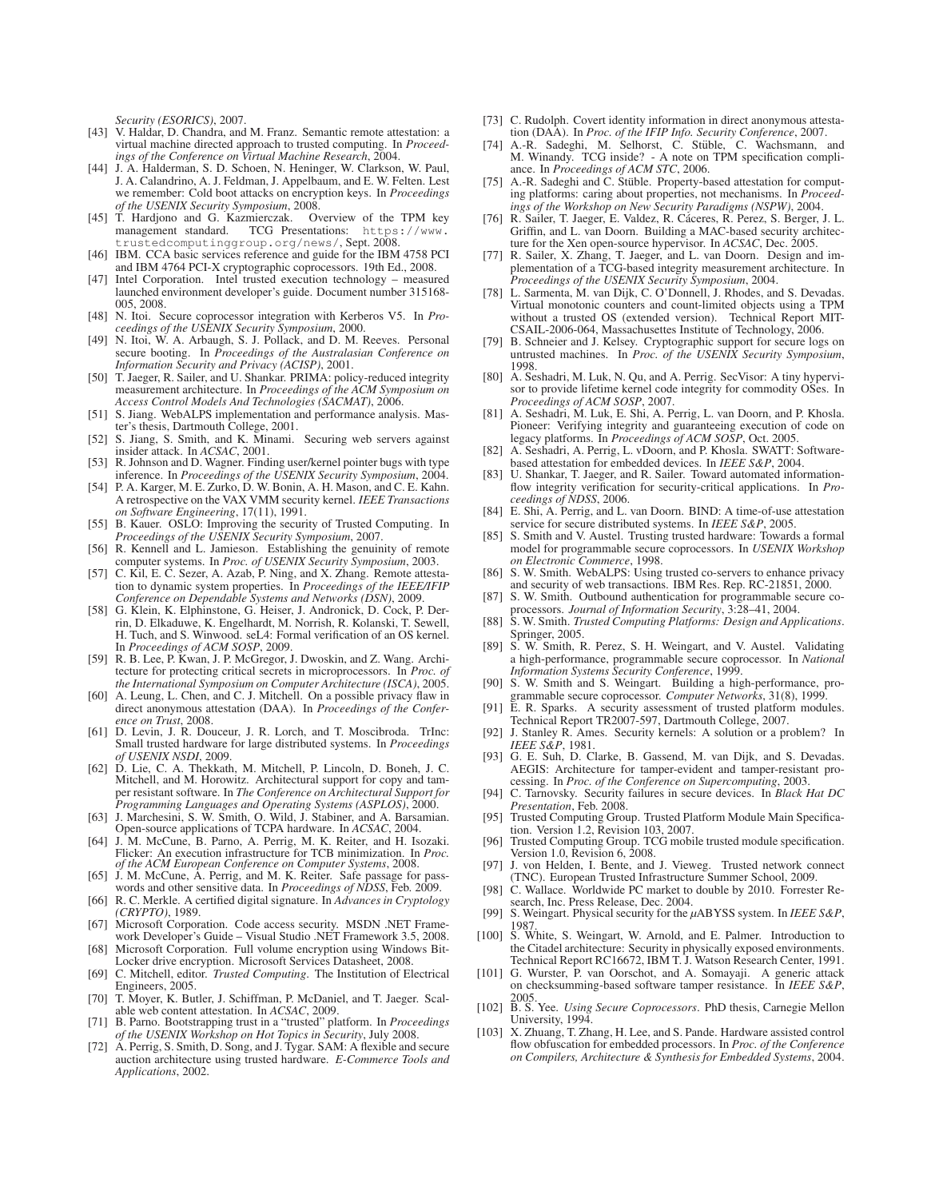*Security (ESORICS)*, 2007.

[43] V. Haldar, D. Chandra, and M. Franz. Semantic remote attestation: a virtual machine directed approach to trusted computing. In *Proceedings of the Conference on Virtual Machine Research*, 2004.

[44] J. A. Halderman, S. D. Schoen, N. Heninger, W. Clarkson, W. Paul, J. A. Calandrino, A. J. Feldman, J. Appelbaum, and E. W. Felten. Lest we remember: Cold boot attacks on encryption keys. In *Proceedings of the USENIX Security Symposium*, 2008.

[45] T. Hardjono and G. Kazmierczak. Overview of the TPM key management standard. TCG Presentations: https://www.trustedcomputinggroup.org/news/, Sept. 2008.

[46] IBM. CCA basic services reference and guide for the IBM 4758 PCI and IBM 4764 PCI-X cryptographic coprocessors. 19th Ed., 2008.

[47] Intel Corporation. Intel trusted execution technology – measured launched environment developer's guide. Document number 315168-005, 2008.

[48] N. Itoi. Secure coprocessor integration with Kerberos V5. In *Proceedings of the USENIX Security Symposium*, 2000.

[49] N. Itoi, W. A. Arbaugh, S. J. Pollack, and D. M. Reeves. Personal secure booting. In *Proceedings of the Australasian Conference on Information Security and Privacy (ACISP)*, 2001.

[50] T. Jaeger, R. Sailer, and U. Shankar. PRIMA: policy-reduced integrity measurement architecture. In *Proceedings of the ACM Symposium on Access Control Models And Technologies (SACMAT)*, 2006.

[51] S. Jiang. WebALPS implementation and performance analysis. Master's thesis, Dartmouth College, 2001.

[52] S. Jiang, S. Smith, and K. Minami. Securing web servers against insider attack. In *ACSAC*, 2001.

[53] R. Johnson and D. Wagner. Finding user/kernel pointer bugs with type inference. In *Proceedings of the USENIX Security Symposium*, 2004.

[54] P. A. Karger, M. E. Zurko, D. W. Bonin, A. H. Mason, and C. E. Kahn. A retrospective on the VAX VMM security kernel. *IEEE Transactions on Software Engineering*, 17(11), 1991.

[55] B. Kauer. OSLO: Improving the security of Trusted Computing. In *Proceedings of the USENIX Security Symposium*, 2007.

[56] R. Kennell and L. Jamieson. Establishing the genuinity of remote computer systems. In *Proc. of USENIX Security Symposium*, 2003.

[57] C. Kil, E. C. Sezer, A. Azab, P. Ning, and X. Zhang. Remote attestation to dynamic system properties. In *Proceedings of the IEEE/IFIP Conference on Dependable Systems and Networks (DSN)*, 2009.

[58] G. Klein, K. Elphinstone, G. Heiser, J. Andronick, D. Cock, P. Derrin, D. Elkaduwe, K. Engelhardt, M. Norrish, R. Kolanski, T. Sewell, H. Tuch, and S. Winwood. seL4: Formal verification of an OS kernel. In *Proceedings of ACM SOSP*, 2009.

[59] R. B. Lee, P. Kwan, J. P. McGregor, J. Dwoskin, and Z. Wang. Architecture for protecting critical secrets in microprocessors. In *Proc. of the International Symposium on Computer Architecture (ISCA)*, 2005.

[60] A. Leung, L. Chen, and C. J. Mitchell. On a possible privacy flaw in direct anonymous attestation (DAA). In *Proceedings of the Conference on Trust*, 2008.

[61] D. Levin, J. R. Douceur, J. R. Lorch, and T. Moscibroda. TrInc: Small trusted hardware for large distributed systems. In *Proceedings of USENIX NSDI*, 2009.

[62] D. Lie, C. A. Thekkath, M. Mitchell, P. Lincoln, D. Boneh, J. C. Mitchell, and M. Horowitz. Architectural support for copy and tamper resistant software. In *The Conference on Architectural Support for Programming Languages and Operating Systems (ASPLOS)*, 2000.

[63] J. Marchesini, S. W. Smith, O. Wild, J. Stabiner, and A. Barsamian. Open-source applications of TCPA hardware. In *ACSAC*, 2004.

[64] J. M. McCune, B. Parno, A. Perrig, M. K. Reiter, and H. Isozaki. Flicker: An execution infrastructure for TCB minimization. In *Proc. of the ACM European Conference on Computer Systems*, 2008.

[65] J. M. McCune, A. Perrig, and M. K. Reiter. Safe passage for passwords and other sensitive data. In *Proceedings of NDSS*, Feb. 2009.

[66] R. C. Merkle. A certified digital signature. In *Advances in Cryptology (CRYPTO)*, 1989.

[67] Microsoft Corporation. Code access security. MSDN .NET Framework Developer's Guide – Visual Studio .NET Framework 3.5, 2008.

[68] Microsoft Corporation. Full volume encryption using Windows BitLocker drive encryption. Microsoft Services Datasheet, 2008.

[69] C. Mitchell, editor. *Trusted Computing*. The Institution of Electrical Engineers, 2005.

[70] T. Moyer, K. Butler, J. Schiffman, P. McDaniel, and T. Jaeger. Scalable web content attestation. In *ACSAC*, 2009.

[71] B. Parno. Bootstrapping trust in a "trusted" platform. In *Proceedings of the USENIX Workshop on Hot Topics in Security*, July 2008.

[72] A. Perrig, S. Smith, D. Song, and J. Tygar. SAM: A flexible and secure auction architecture using trusted hardware. *E-Commerce Tools and Applications*, 2002.

[73] C. Rudolph. Covert identity information in direct anonymous attestation (DAA). In *Proc. of the IFIP Info. Security Conference*, 2007.

[74] A.-R. Sadeghi, M. Selhorst, C. Stüble, C. Wachsmann, and M. Winandy. TCG inside? - A note on TPM specification compliance. In *Proceedings of ACM STC*, 2006.

[75] A.-R. Sadeghi and C. Stüble. Property-based attestation for computing platforms: caring about properties, not mechanisms. In *Proceedings of the Workshop on New Security Paradigms (NSPW)*, 2004.

[76] R. Sailer, T. Jaeger, E. Valdez, R. Cáceres, R. Perez, S. Berger, J. L. Griffin, and L. van Doorn. Building a MAC-based security architecture for the Xen open-source hypervisor. In *ACSAC*, Dec. 2005.

[77] R. Sailer, X. Zhang, T. Jaeger, and L. van Doorn. Design and implementation of a TCG-based integrity measurement architecture. In *Proceedings of the USENIX Security Symposium*, 2004.

[78] L. Sarmenta, M. van Dijk, C. O'Donnell, J. Rhodes, and S. Devadas. Virtual monotonic counters and count-limited objects using a TPM without a trusted OS (extended version). Technical Report MIT-CSAIL-2006-064, Massachusettes Institute of Technology, 2006.

[79] B. Schneier and J. Kelsey. Cryptographic support for secure logs on untrusted machines. In *Proc. of the USENIX Security Symposium*, 1998.

[80] A. Seshadri, M. Luk, N. Qu, and A. Perrig. SecVisor: A tiny hypervisor to provide lifetime kernel code integrity for commodity OSes. In *Proceedings of ACM SOSP*, 2007.

[81] A. Seshadri, M. Luk, E. Shi, A. Perrig, L. van Doorn, and P. Khosla. Pioneer: Verifying integrity and guaranteeing execution of code on legacy platforms. In *Proceedings of ACM SOSP*, Oct. 2005.

[82] A. Seshadri, A. Perrig, L. vDoorn, and P. Khosla. SWATT: Software-based attestation for embedded devices. In *IEEE S&P*, 2004.

[83] U. Shankar, T. Jaeger, and R. Sailer. Toward automated information-flow integrity verification for security-critical applications. In *Proceedings of NDSS*, 2006.

[84] E. Shi, A. Perrig, and L. van Doorn. BIND: A time-of-use attestation service for secure distributed systems. In *IEEE S&P*, 2005.

[85] S. Smith and V. Austel. Trusting trusted hardware: Towards a formal model for programmable secure coprocessors. In *USENIX Workshop on Electronic Commerce*, 1998.

[86] S. W. Smith. WebALPS: Using trusted co-servers to enhance privacy and security of web transactions. IBM Res. Rep. RC-21851, 2000.

[87] S. W. Smith. Outbound authentication for programmable secure coprocessors. *Journal of Information Security*, 3:28–41, 2004.

[88] S. W. Smith. *Trusted Computing Platforms: Design and Applications*. Springer, 2005.

[89] S. W. Smith, R. Perez, S. H. Weingart, and V. Austel. Validating a high-performance, programmable secure coprocessor. In *National Information Systems Security Conference*, 1999.

[90] S. W. Smith and S. Weingart. Building a high-performance, programmable secure coprocessor. *Computer Networks*, 31(8), 1999.

[91] E. R. Sparks. A security assessment of trusted platform modules. Technical Report TR2007-597, Dartmouth College, 2007.

[92] J. Stanley R. Ames. Security kernels: A solution or a problem? In *IEEE S&P*, 1981.

[93] G. E. Suh, D. Clarke, B. Gassend, M. van Dijk, and S. Devadas. AEGIS: Architecture for tamper-evident and tamper-resistant processing. In *Proc. of the Conference on Supercomputing*, 2003.

[94] C. Tarnovsky. Security failures in secure devices. In *Black Hat DC Presentation*, Feb. 2008.

[95] Trusted Computing Group. Trusted Platform Module Main Specification. Version 1.2, Revision 103, 2007.

[96] Trusted Computing Group. TCG mobile trusted module specification. Version 1.0, Revision 6, 2008.

[97] J. von Helden, I. Bente, and J. Vieweg. Trusted network connect (TNC). European Trusted Infrastructure Summer School, 2009.

[98] C. Wallace. Worldwide PC market to double by 2010. Forrester Research, Inc. Press Release, Dec. 2004.

[99] S. Weingart. Physical security for the μABYSS system. In *IEEE S&P*, 1987.

[100] S. White, S. Weingart, W. Arnold, and E. Palmer. Introduction to the Citadel architecture: Security in physically exposed environments. Technical Report RC16672, IBM T. J. Watson Research Center, 1991.

[101] G. Wurster, P. van Oorschot, and A. Somayaji. A generic attack on checksumming-based software tamper resistance. In *IEEE S&P*, 2005.

[102] B. S. Yee. *Using Secure Coprocessors*. PhD thesis, Carnegie Mellon University, 1994.

[103] X. Zhuang, T. Zhang, H. Lee, and S. Pande. Hardware assisted control flow obfuscation for embedded processors. In *Proc. of the Conference on Compilers, Architecture & Synthesis for Embedded Systems*, 2004.